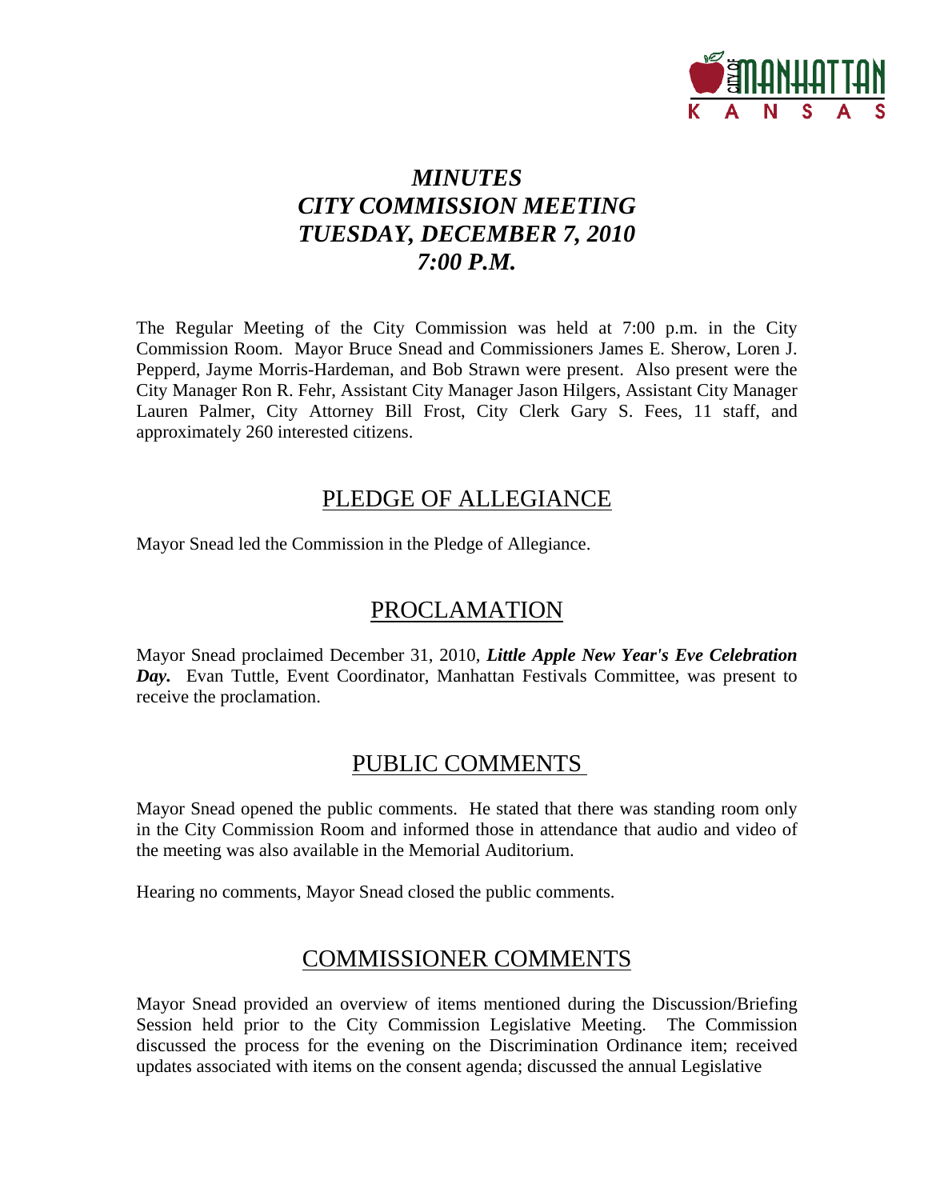# *MINUTES*
# *CITY COMMISSION MEETING*
# *TUESDAY, DECEMBER 7, 2010*
# *7:00 P.M.*

The Regular Meeting of the City Commission was held at 7:00 p.m. in the City Commission Room. Mayor Bruce Snead and Commissioners James E. Sherow, Loren J. Pepperd, Jayme Morris-Hardeman, and Bob Strawn were present. Also present were the City Manager Ron R. Fehr, Assistant City Manager Jason Hilgers, Assistant City Manager Lauren Palmer, City Attorney Bill Frost, City Clerk Gary S. Fees, 11 staff, and approximately 260 interested citizens.

## PLEDGE OF ALLEGIANCE

Mayor Snead led the Commission in the Pledge of Allegiance.

## PROCLAMATION

Mayor Snead proclaimed December 31, 2010, ***Little Apple New Year's Eve Celebration Day.*** Evan Tuttle, Event Coordinator, Manhattan Festivals Committee, was present to receive the proclamation.

## PUBLIC COMMENTS

Mayor Snead opened the public comments. He stated that there was standing room only in the City Commission Room and informed those in attendance that audio and video of the meeting was also available in the Memorial Auditorium.

Hearing no comments, Mayor Snead closed the public comments.

## COMMISSIONER COMMENTS

Mayor Snead provided an overview of items mentioned during the Discussion/Briefing Session held prior to the City Commission Legislative Meeting. The Commission discussed the process for the evening on the Discrimination Ordinance item; received updates associated with items on the consent agenda; discussed the annual Legislative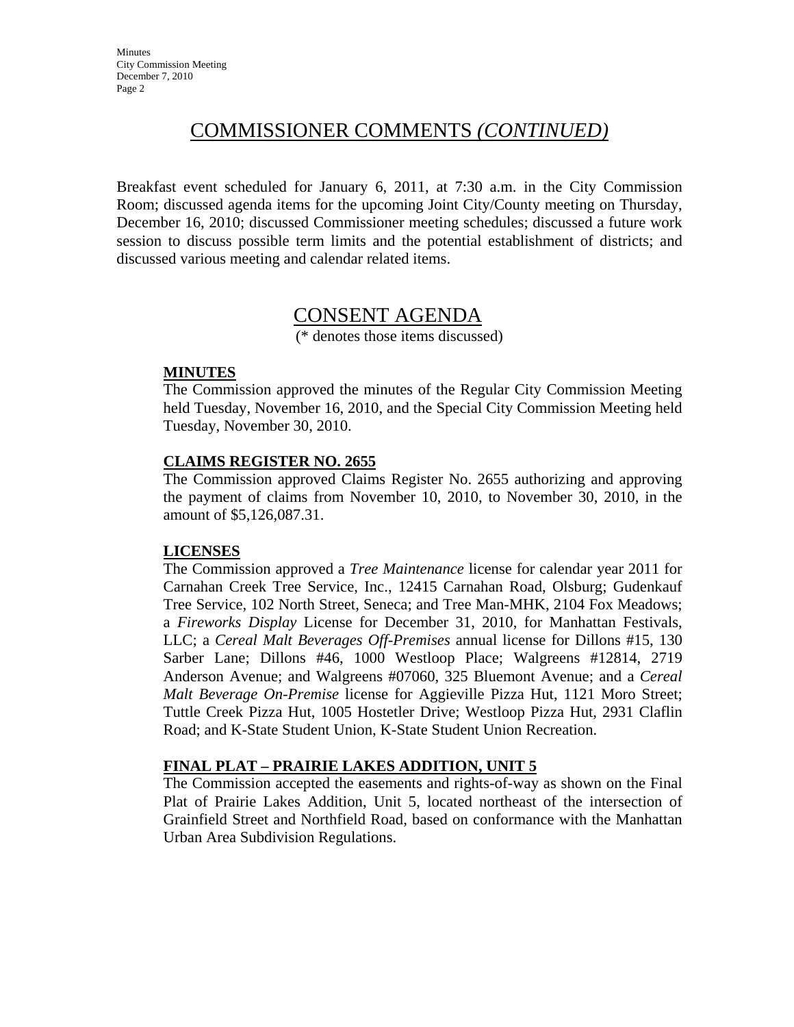## COMMISSIONER COMMENTS *(CONTINUED)*

Breakfast event scheduled for January 6, 2011, at 7:30 a.m. in the City Commission Room; discussed agenda items for the upcoming Joint City/County meeting on Thursday, December 16, 2010; discussed Commissioner meeting schedules; discussed a future work session to discuss possible term limits and the potential establishment of districts; and discussed various meeting and calendar related items.

## CONSENT AGENDA

(* denotes those items discussed)

**MINUTES**

The Commission approved the minutes of the Regular City Commission Meeting held Tuesday, November 16, 2010, and the Special City Commission Meeting held Tuesday, November 30, 2010.

**CLAIMS REGISTER NO. 2655**

The Commission approved Claims Register No. 2655 authorizing and approving the payment of claims from November 10, 2010, to November 30, 2010, in the amount of $5,126,087.31.

**LICENSES**

The Commission approved a *Tree Maintenance* license for calendar year 2011 for Carnahan Creek Tree Service, Inc., 12415 Carnahan Road, Olsburg; Gudenkauf Tree Service, 102 North Street, Seneca; and Tree Man-MHK, 2104 Fox Meadows; a *Fireworks Display* License for December 31, 2010, for Manhattan Festivals, LLC; a *Cereal Malt Beverages Off-Premises* annual license for Dillons #15, 130 Sarber Lane; Dillons #46, 1000 Westloop Place; Walgreens #12814, 2719 Anderson Avenue; and Walgreens #07060, 325 Bluemont Avenue; and a *Cereal Malt Beverage On-Premise* license for Aggieville Pizza Hut, 1121 Moro Street; Tuttle Creek Pizza Hut, 1005 Hostetler Drive; Westloop Pizza Hut, 2931 Claflin Road; and K-State Student Union, K-State Student Union Recreation.

**FINAL PLAT – PRAIRIE LAKES ADDITION, UNIT 5**

The Commission accepted the easements and rights-of-way as shown on the Final Plat of Prairie Lakes Addition, Unit 5, located northeast of the intersection of Grainfield Street and Northfield Road, based on conformance with the Manhattan Urban Area Subdivision Regulations.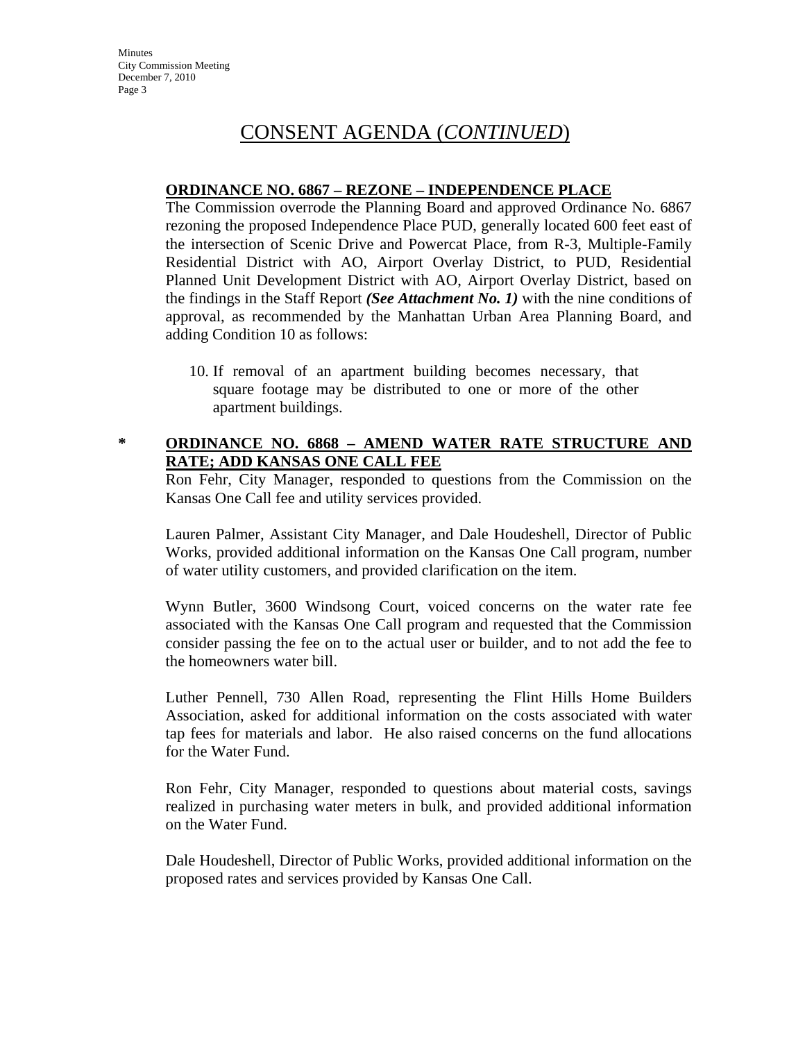# CONSENT AGENDA (*CONTINUED*)

**ORDINANCE NO. 6867 – REZONE – INDEPENDENCE PLACE**

The Commission overrode the Planning Board and approved Ordinance No. 6867 rezoning the proposed Independence Place PUD, generally located 600 feet east of the intersection of Scenic Drive and Powercat Place, from R-3, Multiple-Family Residential District with AO, Airport Overlay District, to PUD, Residential Planned Unit Development District with AO, Airport Overlay District, based on the findings in the Staff Report ***(See Attachment No. 1)*** with the nine conditions of approval, as recommended by the Manhattan Urban Area Planning Board, and adding Condition 10 as follows:

10. If removal of an apartment building becomes necessary, that square footage may be distributed to one or more of the other apartment buildings.

\* **ORDINANCE NO. 6868 – AMEND WATER RATE STRUCTURE AND RATE; ADD KANSAS ONE CALL FEE**

Ron Fehr, City Manager, responded to questions from the Commission on the Kansas One Call fee and utility services provided.

Lauren Palmer, Assistant City Manager, and Dale Houdeshell, Director of Public Works, provided additional information on the Kansas One Call program, number of water utility customers, and provided clarification on the item.

Wynn Butler, 3600 Windsong Court, voiced concerns on the water rate fee associated with the Kansas One Call program and requested that the Commission consider passing the fee on to the actual user or builder, and to not add the fee to the homeowners water bill.

Luther Pennell, 730 Allen Road, representing the Flint Hills Home Builders Association, asked for additional information on the costs associated with water tap fees for materials and labor. He also raised concerns on the fund allocations for the Water Fund.

Ron Fehr, City Manager, responded to questions about material costs, savings realized in purchasing water meters in bulk, and provided additional information on the Water Fund.

Dale Houdeshell, Director of Public Works, provided additional information on the proposed rates and services provided by Kansas One Call.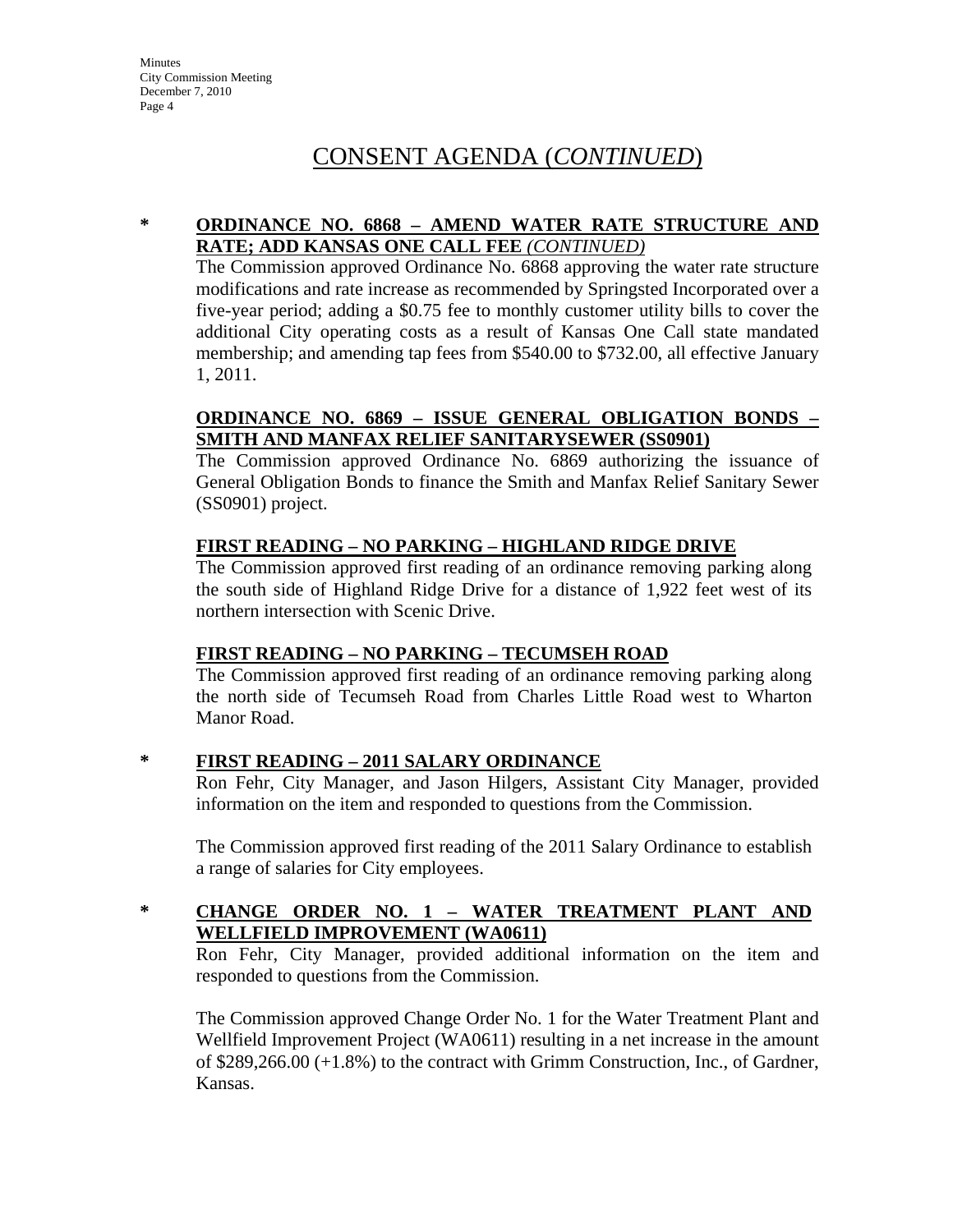# CONSENT AGENDA (*CONTINUED*)

\* **ORDINANCE NO. 6868 – AMEND WATER RATE STRUCTURE AND RATE; ADD KANSAS ONE CALL FEE** ***(CONTINUED)***

The Commission approved Ordinance No. 6868 approving the water rate structure modifications and rate increase as recommended by Springsted Incorporated over a five-year period; adding a $0.75 fee to monthly customer utility bills to cover the additional City operating costs as a result of Kansas One Call state mandated membership; and amending tap fees from $540.00 to $732.00, all effective January 1, 2011.

**ORDINANCE NO. 6869 – ISSUE GENERAL OBLIGATION BONDS – SMITH AND MANFAX RELIEF SANITARYSEWER (SS0901)**

The Commission approved Ordinance No. 6869 authorizing the issuance of General Obligation Bonds to finance the Smith and Manfax Relief Sanitary Sewer (SS0901) project.

**FIRST READING – NO PARKING – HIGHLAND RIDGE DRIVE**

The Commission approved first reading of an ordinance removing parking along the south side of Highland Ridge Drive for a distance of 1,922 feet west of its northern intersection with Scenic Drive.

**FIRST READING – NO PARKING – TECUMSEH ROAD**

The Commission approved first reading of an ordinance removing parking along the north side of Tecumseh Road from Charles Little Road west to Wharton Manor Road.

\* **FIRST READING – 2011 SALARY ORDINANCE**

Ron Fehr, City Manager, and Jason Hilgers, Assistant City Manager, provided information on the item and responded to questions from the Commission.

The Commission approved first reading of the 2011 Salary Ordinance to establish a range of salaries for City employees.

\* **CHANGE ORDER NO. 1 – WATER TREATMENT PLANT AND WELLFIELD IMPROVEMENT (WA0611)**

Ron Fehr, City Manager, provided additional information on the item and responded to questions from the Commission.

The Commission approved Change Order No. 1 for the Water Treatment Plant and Wellfield Improvement Project (WA0611) resulting in a net increase in the amount of $289,266.00 (+1.8%) to the contract with Grimm Construction, Inc., of Gardner, Kansas.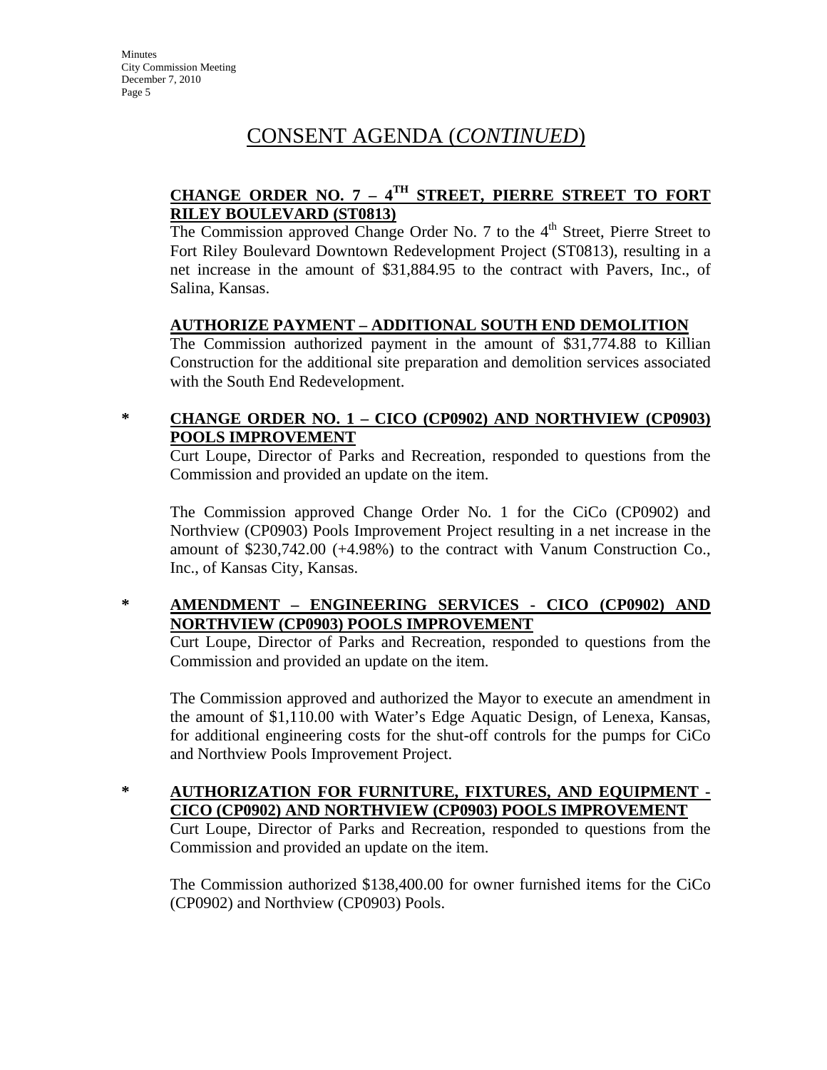# CONSENT AGENDA (*CONTINUED*)

**CHANGE ORDER NO. 7 – 4TH STREET, PIERRE STREET TO FORT RILEY BOULEVARD (ST0813)**

The Commission approved Change Order No. 7 to the 4th Street, Pierre Street to Fort Riley Boulevard Downtown Redevelopment Project (ST0813), resulting in a net increase in the amount of $31,884.95 to the contract with Pavers, Inc., of Salina, Kansas.

**AUTHORIZE PAYMENT – ADDITIONAL SOUTH END DEMOLITION**

The Commission authorized payment in the amount of $31,774.88 to Killian Construction for the additional site preparation and demolition services associated with the South End Redevelopment.

**\* CHANGE ORDER NO. 1 – CICO (CP0902) AND NORTHVIEW (CP0903) POOLS IMPROVEMENT**

Curt Loupe, Director of Parks and Recreation, responded to questions from the Commission and provided an update on the item.

The Commission approved Change Order No. 1 for the CiCo (CP0902) and Northview (CP0903) Pools Improvement Project resulting in a net increase in the amount of $230,742.00 (+4.98%) to the contract with Vanum Construction Co., Inc., of Kansas City, Kansas.

**\* AMENDMENT – ENGINEERING SERVICES - CICO (CP0902) AND NORTHVIEW (CP0903) POOLS IMPROVEMENT**

Curt Loupe, Director of Parks and Recreation, responded to questions from the Commission and provided an update on the item.

The Commission approved and authorized the Mayor to execute an amendment in the amount of $1,110.00 with Water's Edge Aquatic Design, of Lenexa, Kansas, for additional engineering costs for the shut-off controls for the pumps for CiCo and Northview Pools Improvement Project.

**\* AUTHORIZATION FOR FURNITURE, FIXTURES, AND EQUIPMENT - CICO (CP0902) AND NORTHVIEW (CP0903) POOLS IMPROVEMENT**

Curt Loupe, Director of Parks and Recreation, responded to questions from the Commission and provided an update on the item.

The Commission authorized $138,400.00 for owner furnished items for the CiCo (CP0902) and Northview (CP0903) Pools.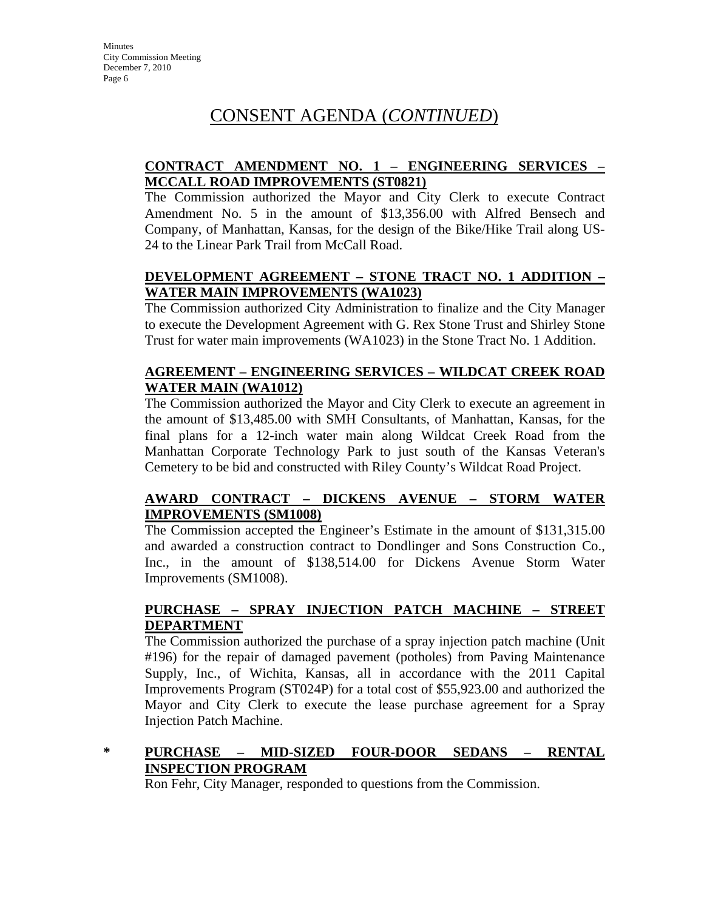# CONSENT AGENDA (*CONTINUED*)

**CONTRACT AMENDMENT NO. 1 – ENGINEERING SERVICES – MCCALL ROAD IMPROVEMENTS (ST0821)**

The Commission authorized the Mayor and City Clerk to execute Contract Amendment No. 5 in the amount of $13,356.00 with Alfred Bensech and Company, of Manhattan, Kansas, for the design of the Bike/Hike Trail along US-24 to the Linear Park Trail from McCall Road.

**DEVELOPMENT AGREEMENT – STONE TRACT NO. 1 ADDITION – WATER MAIN IMPROVEMENTS (WA1023)**

The Commission authorized City Administration to finalize and the City Manager to execute the Development Agreement with G. Rex Stone Trust and Shirley Stone Trust for water main improvements (WA1023) in the Stone Tract No. 1 Addition.

**AGREEMENT – ENGINEERING SERVICES – WILDCAT CREEK ROAD WATER MAIN (WA1012)**

The Commission authorized the Mayor and City Clerk to execute an agreement in the amount of $13,485.00 with SMH Consultants, of Manhattan, Kansas, for the final plans for a 12-inch water main along Wildcat Creek Road from the Manhattan Corporate Technology Park to just south of the Kansas Veteran's Cemetery to be bid and constructed with Riley County's Wildcat Road Project.

**AWARD CONTRACT – DICKENS AVENUE – STORM WATER IMPROVEMENTS (SM1008)**

The Commission accepted the Engineer's Estimate in the amount of $131,315.00 and awarded a construction contract to Dondlinger and Sons Construction Co., Inc., in the amount of $138,514.00 for Dickens Avenue Storm Water Improvements (SM1008).

**PURCHASE – SPRAY INJECTION PATCH MACHINE – STREET DEPARTMENT**

The Commission authorized the purchase of a spray injection patch machine (Unit #196) for the repair of damaged pavement (potholes) from Paving Maintenance Supply, Inc., of Wichita, Kansas, all in accordance with the 2011 Capital Improvements Program (ST024P) for a total cost of $55,923.00 and authorized the Mayor and City Clerk to execute the lease purchase agreement for a Spray Injection Patch Machine.

\* **PURCHASE – MID-SIZED FOUR-DOOR SEDANS – RENTAL INSPECTION PROGRAM**

Ron Fehr, City Manager, responded to questions from the Commission.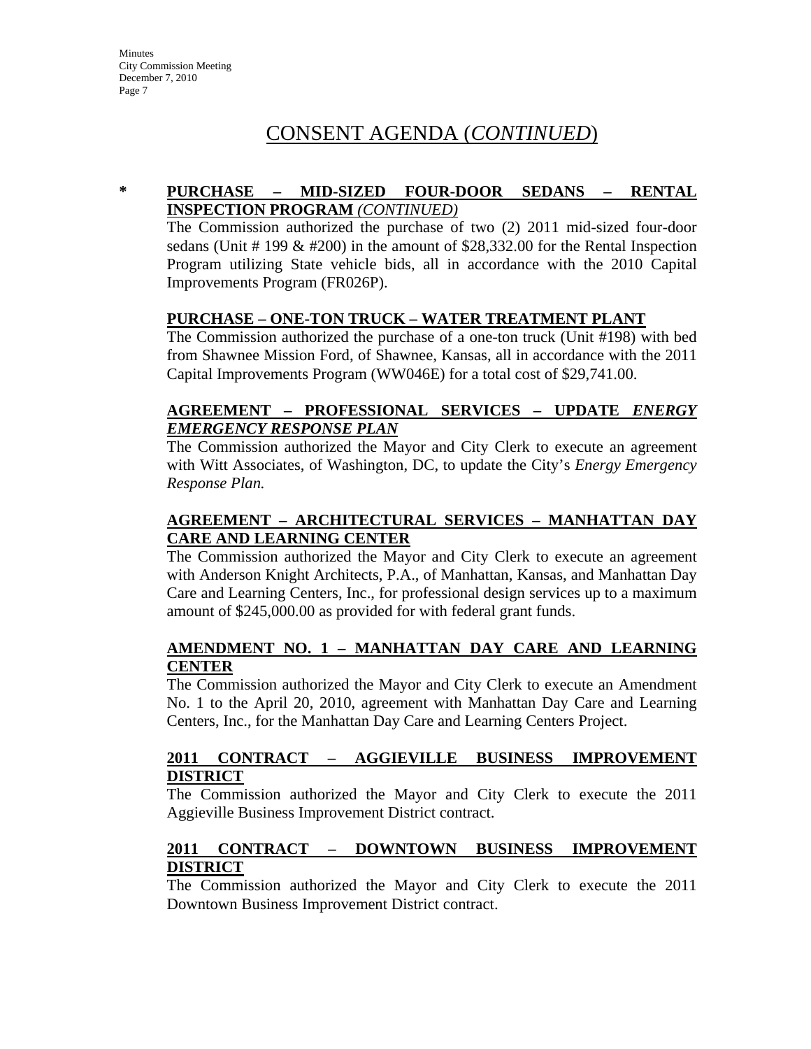# CONSENT AGENDA (*CONTINUED*)

\* **PURCHASE – MID-SIZED FOUR-DOOR SEDANS – RENTAL INSPECTION PROGRAM** ***(CONTINUED)***

The Commission authorized the purchase of two (2) 2011 mid-sized four-door sedans (Unit # 199 & #200) in the amount of $28,332.00 for the Rental Inspection Program utilizing State vehicle bids, all in accordance with the 2010 Capital Improvements Program (FR026P).

**PURCHASE – ONE-TON TRUCK – WATER TREATMENT PLANT**

The Commission authorized the purchase of a one-ton truck (Unit #198) with bed from Shawnee Mission Ford, of Shawnee, Kansas, all in accordance with the 2011 Capital Improvements Program (WW046E) for a total cost of $29,741.00.

**AGREEMENT – PROFESSIONAL SERVICES – UPDATE** ***ENERGY EMERGENCY RESPONSE PLAN***

The Commission authorized the Mayor and City Clerk to execute an agreement with Witt Associates, of Washington, DC, to update the City's *Energy Emergency Response Plan.*

**AGREEMENT – ARCHITECTURAL SERVICES – MANHATTAN DAY CARE AND LEARNING CENTER**

The Commission authorized the Mayor and City Clerk to execute an agreement with Anderson Knight Architects, P.A., of Manhattan, Kansas, and Manhattan Day Care and Learning Centers, Inc., for professional design services up to a maximum amount of $245,000.00 as provided for with federal grant funds.

**AMENDMENT NO. 1 – MANHATTAN DAY CARE AND LEARNING CENTER**

The Commission authorized the Mayor and City Clerk to execute an Amendment No. 1 to the April 20, 2010, agreement with Manhattan Day Care and Learning Centers, Inc., for the Manhattan Day Care and Learning Centers Project.

**2011 CONTRACT – AGGIEVILLE BUSINESS IMPROVEMENT DISTRICT**

The Commission authorized the Mayor and City Clerk to execute the 2011 Aggieville Business Improvement District contract.

**2011 CONTRACT – DOWNTOWN BUSINESS IMPROVEMENT DISTRICT**

The Commission authorized the Mayor and City Clerk to execute the 2011 Downtown Business Improvement District contract.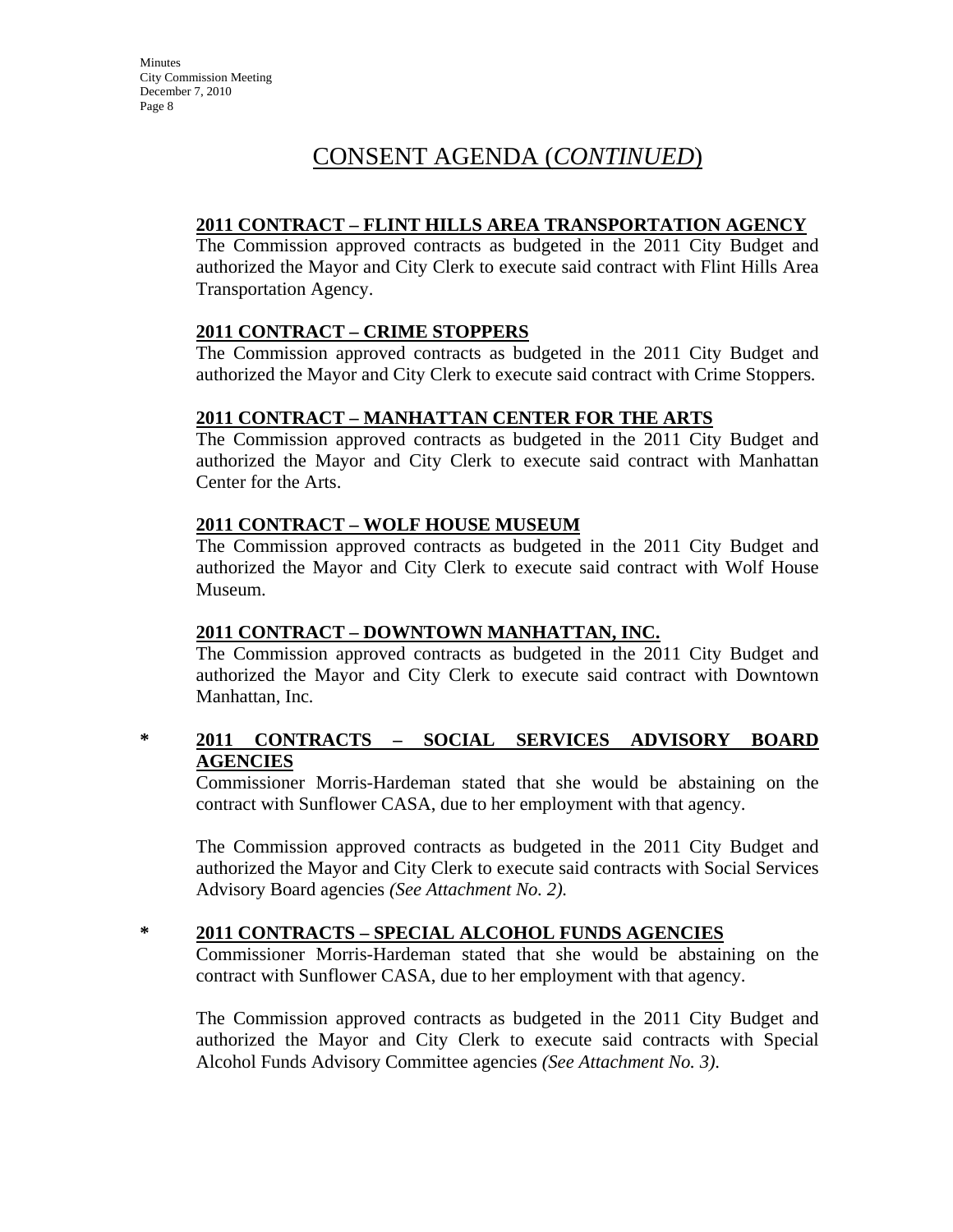# CONSENT AGENDA (*CONTINUED*)

**2011 CONTRACT – FLINT HILLS AREA TRANSPORTATION AGENCY**

The Commission approved contracts as budgeted in the 2011 City Budget and authorized the Mayor and City Clerk to execute said contract with Flint Hills Area Transportation Agency.

**2011 CONTRACT – CRIME STOPPERS**

The Commission approved contracts as budgeted in the 2011 City Budget and authorized the Mayor and City Clerk to execute said contract with Crime Stoppers.

**2011 CONTRACT – MANHATTAN CENTER FOR THE ARTS**

The Commission approved contracts as budgeted in the 2011 City Budget and authorized the Mayor and City Clerk to execute said contract with Manhattan Center for the Arts.

**2011 CONTRACT – WOLF HOUSE MUSEUM**

The Commission approved contracts as budgeted in the 2011 City Budget and authorized the Mayor and City Clerk to execute said contract with Wolf House Museum.

**2011 CONTRACT – DOWNTOWN MANHATTAN, INC.**

The Commission approved contracts as budgeted in the 2011 City Budget and authorized the Mayor and City Clerk to execute said contract with Downtown Manhattan, Inc.

\* **2011 CONTRACTS – SOCIAL SERVICES ADVISORY BOARD AGENCIES**

Commissioner Morris-Hardeman stated that she would be abstaining on the contract with Sunflower CASA, due to her employment with that agency.

The Commission approved contracts as budgeted in the 2011 City Budget and authorized the Mayor and City Clerk to execute said contracts with Social Services Advisory Board agencies *(See Attachment No. 2).*

\* **2011 CONTRACTS – SPECIAL ALCOHOL FUNDS AGENCIES**

Commissioner Morris-Hardeman stated that she would be abstaining on the contract with Sunflower CASA, due to her employment with that agency.

The Commission approved contracts as budgeted in the 2011 City Budget and authorized the Mayor and City Clerk to execute said contracts with Special Alcohol Funds Advisory Committee agencies *(See Attachment No. 3).*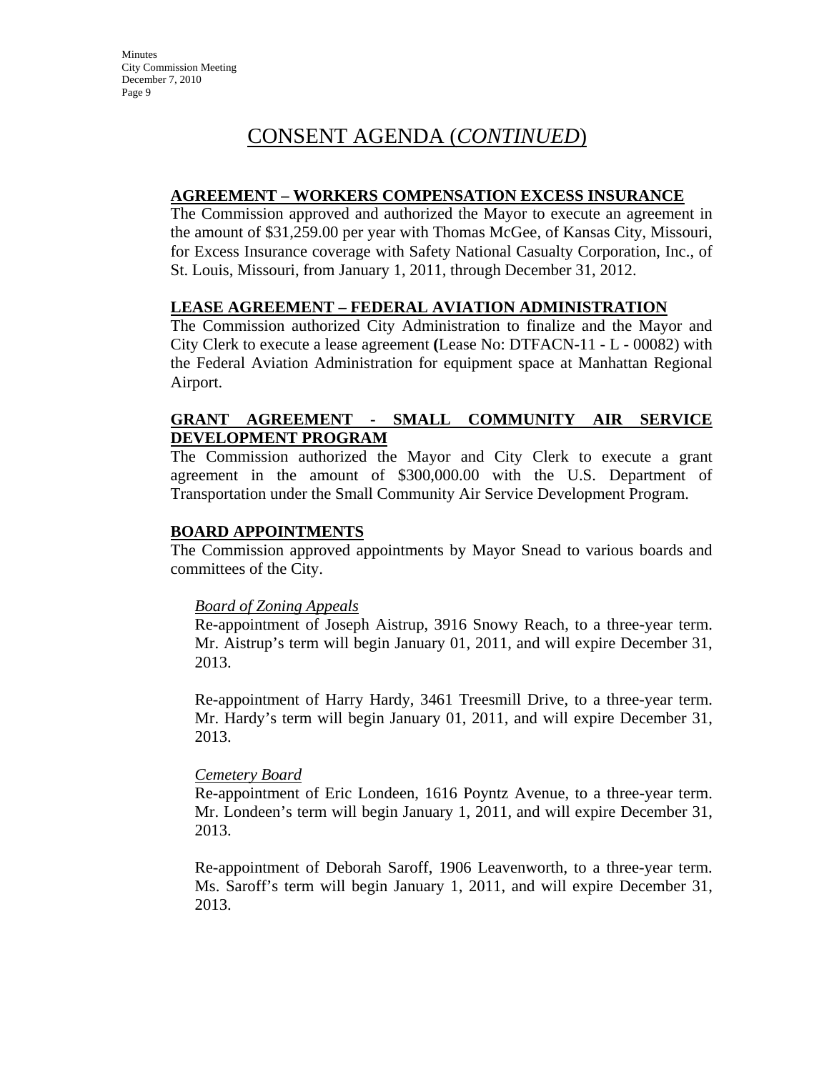# CONSENT AGENDA (*CONTINUED*)

**AGREEMENT – WORKERS COMPENSATION EXCESS INSURANCE**

The Commission approved and authorized the Mayor to execute an agreement in the amount of $31,259.00 per year with Thomas McGee, of Kansas City, Missouri, for Excess Insurance coverage with Safety National Casualty Corporation, Inc., of St. Louis, Missouri, from January 1, 2011, through December 31, 2012.

**LEASE AGREEMENT – FEDERAL AVIATION ADMINISTRATION**

The Commission authorized City Administration to finalize and the Mayor and City Clerk to execute a lease agreement **(**Lease No: DTFACN-11 - L - 00082) with the Federal Aviation Administration for equipment space at Manhattan Regional Airport.

**GRANT AGREEMENT - SMALL COMMUNITY AIR SERVICE DEVELOPMENT PROGRAM**

The Commission authorized the Mayor and City Clerk to execute a grant agreement in the amount of $300,000.00 with the U.S. Department of Transportation under the Small Community Air Service Development Program.

**BOARD APPOINTMENTS**

The Commission approved appointments by Mayor Snead to various boards and committees of the City.

*Board of Zoning Appeals*

Re-appointment of Joseph Aistrup, 3916 Snowy Reach, to a three-year term. Mr. Aistrup's term will begin January 01, 2011, and will expire December 31, 2013.

Re-appointment of Harry Hardy, 3461 Treesmill Drive, to a three-year term. Mr. Hardy's term will begin January 01, 2011, and will expire December 31, 2013.

*Cemetery Board*

Re-appointment of Eric Londeen, 1616 Poyntz Avenue, to a three-year term. Mr. Londeen's term will begin January 1, 2011, and will expire December 31, 2013.

Re-appointment of Deborah Saroff, 1906 Leavenworth, to a three-year term. Ms. Saroff's term will begin January 1, 2011, and will expire December 31, 2013.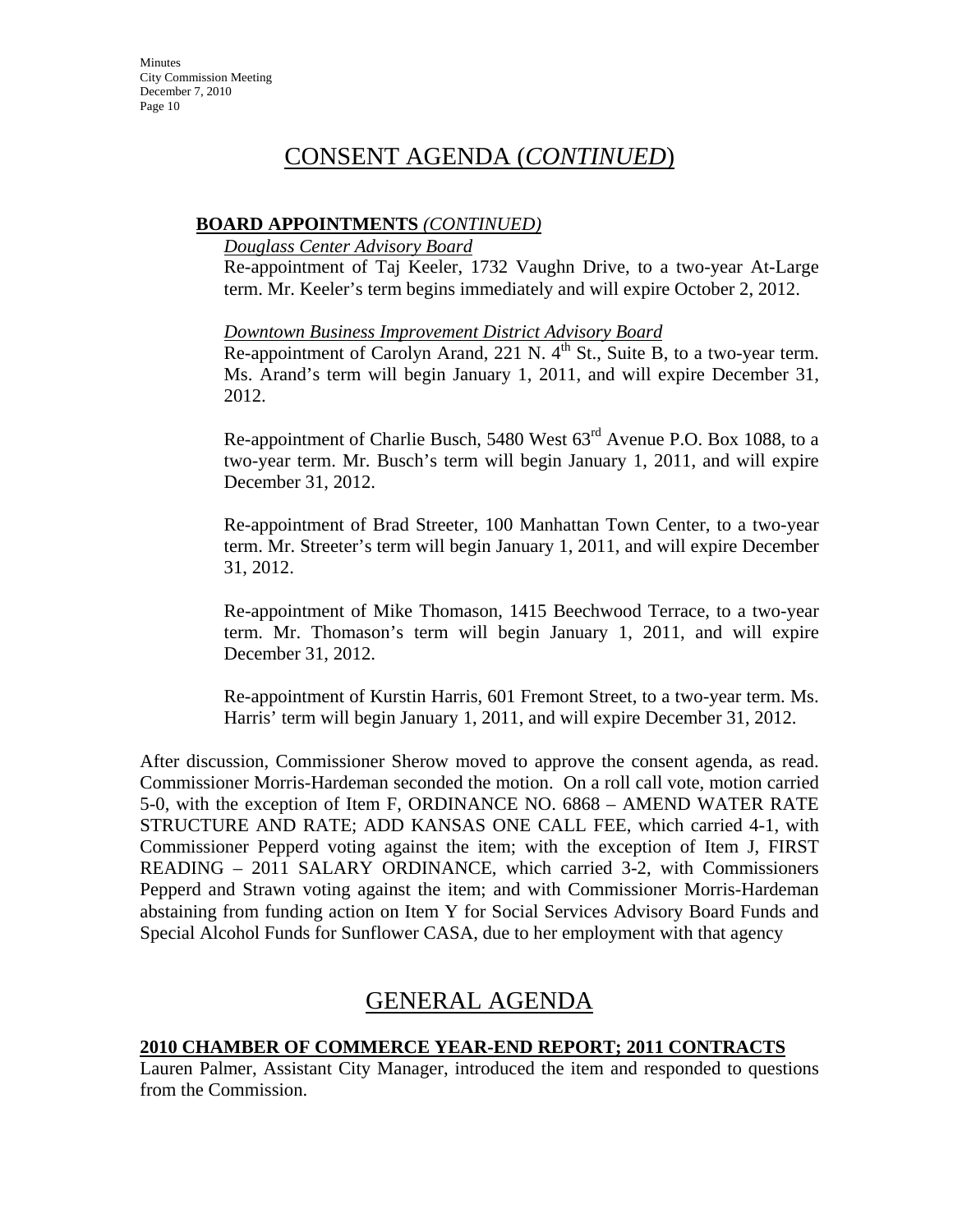# CONSENT AGENDA (*CONTINUED*)

**BOARD APPOINTMENTS** *(CONTINUED)*

*Douglass Center Advisory Board*

Re-appointment of Taj Keeler, 1732 Vaughn Drive, to a two-year At-Large term. Mr. Keeler's term begins immediately and will expire October 2, 2012.

*Downtown Business Improvement District Advisory Board*

Re-appointment of Carolyn Arand, 221 N. 4th St., Suite B, to a two-year term. Ms. Arand's term will begin January 1, 2011, and will expire December 31, 2012.

Re-appointment of Charlie Busch, 5480 West 63rd Avenue P.O. Box 1088, to a two-year term. Mr. Busch's term will begin January 1, 2011, and will expire December 31, 2012.

Re-appointment of Brad Streeter, 100 Manhattan Town Center, to a two-year term. Mr. Streeter's term will begin January 1, 2011, and will expire December 31, 2012.

Re-appointment of Mike Thomason, 1415 Beechwood Terrace, to a two-year term. Mr. Thomason's term will begin January 1, 2011, and will expire December 31, 2012.

Re-appointment of Kurstin Harris, 601 Fremont Street, to a two-year term. Ms. Harris' term will begin January 1, 2011, and will expire December 31, 2012.

After discussion, Commissioner Sherow moved to approve the consent agenda, as read. Commissioner Morris-Hardeman seconded the motion. On a roll call vote, motion carried 5-0, with the exception of Item F, ORDINANCE NO. 6868 – AMEND WATER RATE STRUCTURE AND RATE; ADD KANSAS ONE CALL FEE, which carried 4-1, with Commissioner Pepperd voting against the item; with the exception of Item J, FIRST READING – 2011 SALARY ORDINANCE, which carried 3-2, with Commissioners Pepperd and Strawn voting against the item; and with Commissioner Morris-Hardeman abstaining from funding action on Item Y for Social Services Advisory Board Funds and Special Alcohol Funds for Sunflower CASA, due to her employment with that agency

# GENERAL AGENDA

**2010 CHAMBER OF COMMERCE YEAR-END REPORT; 2011 CONTRACTS**

Lauren Palmer, Assistant City Manager, introduced the item and responded to questions from the Commission.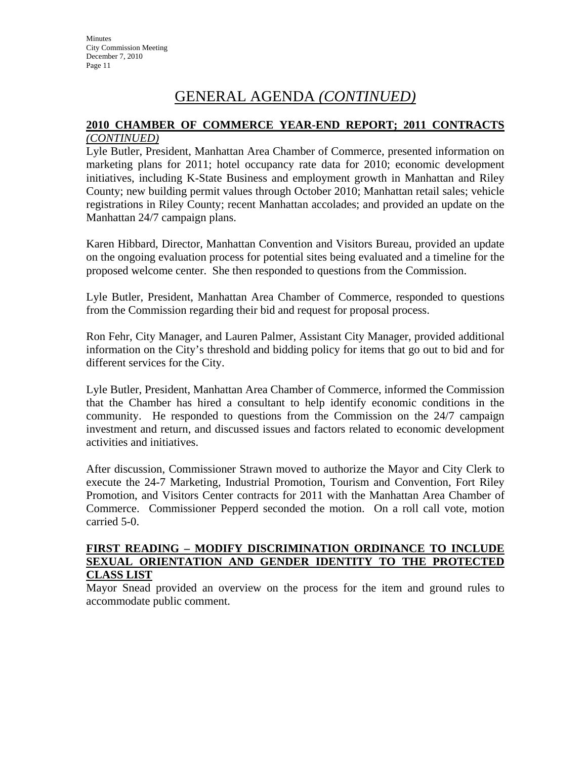# GENERAL AGENDA *(CONTINUED)*

## 2010 CHAMBER OF COMMERCE YEAR-END REPORT; 2011 CONTRACTS *(CONTINUED)*

Lyle Butler, President, Manhattan Area Chamber of Commerce, presented information on marketing plans for 2011; hotel occupancy rate data for 2010; economic development initiatives, including K-State Business and employment growth in Manhattan and Riley County; new building permit values through October 2010; Manhattan retail sales; vehicle registrations in Riley County; recent Manhattan accolades; and provided an update on the Manhattan 24/7 campaign plans.

Karen Hibbard, Director, Manhattan Convention and Visitors Bureau, provided an update on the ongoing evaluation process for potential sites being evaluated and a timeline for the proposed welcome center. She then responded to questions from the Commission.

Lyle Butler, President, Manhattan Area Chamber of Commerce, responded to questions from the Commission regarding their bid and request for proposal process.

Ron Fehr, City Manager, and Lauren Palmer, Assistant City Manager, provided additional information on the City's threshold and bidding policy for items that go out to bid and for different services for the City.

Lyle Butler, President, Manhattan Area Chamber of Commerce, informed the Commission that the Chamber has hired a consultant to help identify economic conditions in the community. He responded to questions from the Commission on the 24/7 campaign investment and return, and discussed issues and factors related to economic development activities and initiatives.

After discussion, Commissioner Strawn moved to authorize the Mayor and City Clerk to execute the 24-7 Marketing, Industrial Promotion, Tourism and Convention, Fort Riley Promotion, and Visitors Center contracts for 2011 with the Manhattan Area Chamber of Commerce. Commissioner Pepperd seconded the motion. On a roll call vote, motion carried 5-0.

## FIRST READING – MODIFY DISCRIMINATION ORDINANCE TO INCLUDE SEXUAL ORIENTATION AND GENDER IDENTITY TO THE PROTECTED CLASS LIST

Mayor Snead provided an overview on the process for the item and ground rules to accommodate public comment.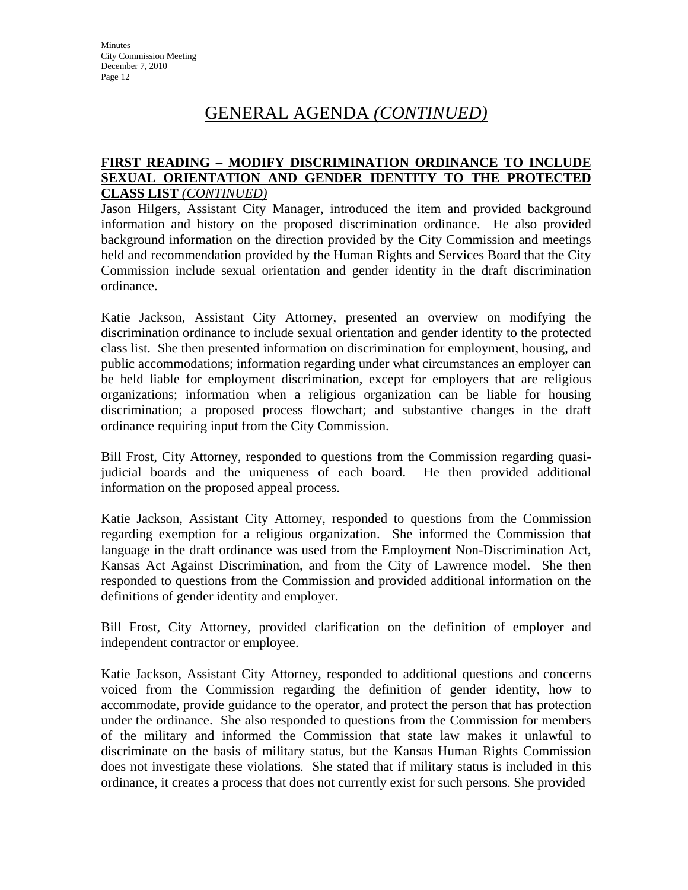# GENERAL AGENDA *(CONTINUED)*

**FIRST READING – MODIFY DISCRIMINATION ORDINANCE TO INCLUDE SEXUAL ORIENTATION AND GENDER IDENTITY TO THE PROTECTED CLASS LIST** *(CONTINUED)*

Jason Hilgers, Assistant City Manager, introduced the item and provided background information and history on the proposed discrimination ordinance. He also provided background information on the direction provided by the City Commission and meetings held and recommendation provided by the Human Rights and Services Board that the City Commission include sexual orientation and gender identity in the draft discrimination ordinance.

Katie Jackson, Assistant City Attorney, presented an overview on modifying the discrimination ordinance to include sexual orientation and gender identity to the protected class list. She then presented information on discrimination for employment, housing, and public accommodations; information regarding under what circumstances an employer can be held liable for employment discrimination, except for employers that are religious organizations; information when a religious organization can be liable for housing discrimination; a proposed process flowchart; and substantive changes in the draft ordinance requiring input from the City Commission.

Bill Frost, City Attorney, responded to questions from the Commission regarding quasi-judicial boards and the uniqueness of each board. He then provided additional information on the proposed appeal process.

Katie Jackson, Assistant City Attorney, responded to questions from the Commission regarding exemption for a religious organization. She informed the Commission that language in the draft ordinance was used from the Employment Non-Discrimination Act, Kansas Act Against Discrimination, and from the City of Lawrence model. She then responded to questions from the Commission and provided additional information on the definitions of gender identity and employer.

Bill Frost, City Attorney, provided clarification on the definition of employer and independent contractor or employee.

Katie Jackson, Assistant City Attorney, responded to additional questions and concerns voiced from the Commission regarding the definition of gender identity, how to accommodate, provide guidance to the operator, and protect the person that has protection under the ordinance. She also responded to questions from the Commission for members of the military and informed the Commission that state law makes it unlawful to discriminate on the basis of military status, but the Kansas Human Rights Commission does not investigate these violations. She stated that if military status is included in this ordinance, it creates a process that does not currently exist for such persons. She provided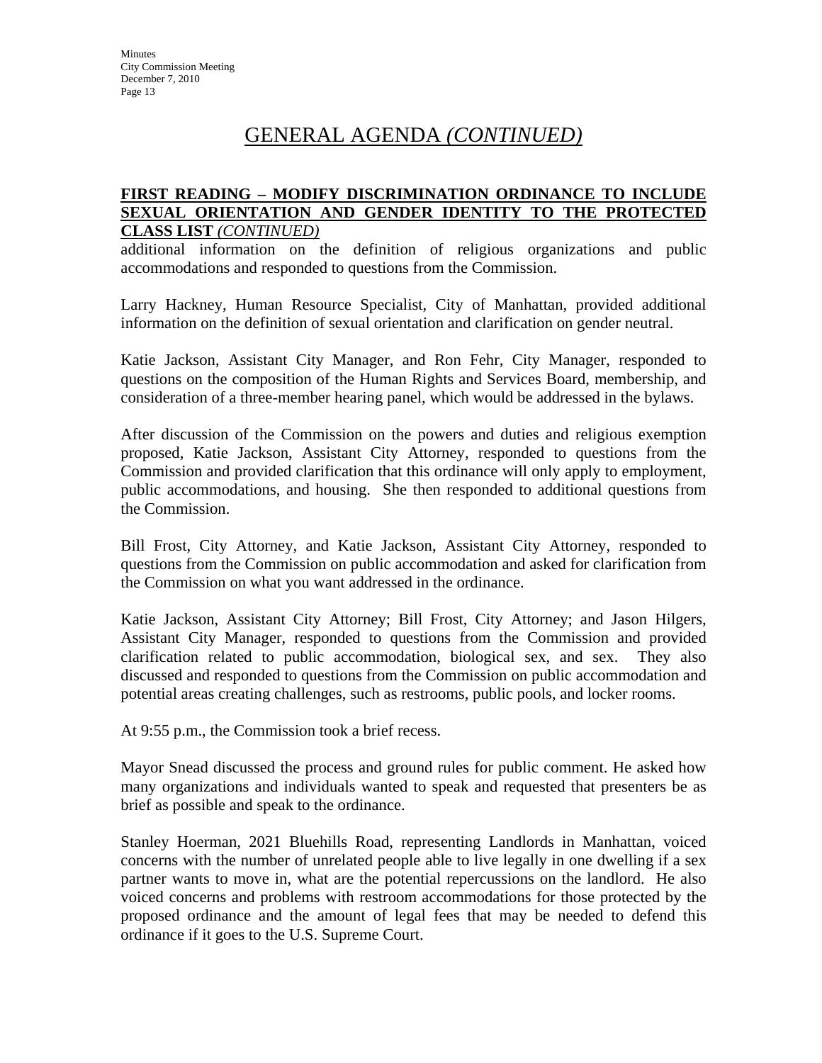# GENERAL AGENDA *(CONTINUED)*

**FIRST READING – MODIFY DISCRIMINATION ORDINANCE TO INCLUDE SEXUAL ORIENTATION AND GENDER IDENTITY TO THE PROTECTED CLASS LIST** *(CONTINUED)*

additional information on the definition of religious organizations and public accommodations and responded to questions from the Commission.

Larry Hackney, Human Resource Specialist, City of Manhattan, provided additional information on the definition of sexual orientation and clarification on gender neutral.

Katie Jackson, Assistant City Manager, and Ron Fehr, City Manager, responded to questions on the composition of the Human Rights and Services Board, membership, and consideration of a three-member hearing panel, which would be addressed in the bylaws.

After discussion of the Commission on the powers and duties and religious exemption proposed, Katie Jackson, Assistant City Attorney, responded to questions from the Commission and provided clarification that this ordinance will only apply to employment, public accommodations, and housing. She then responded to additional questions from the Commission.

Bill Frost, City Attorney, and Katie Jackson, Assistant City Attorney, responded to questions from the Commission on public accommodation and asked for clarification from the Commission on what you want addressed in the ordinance.

Katie Jackson, Assistant City Attorney; Bill Frost, City Attorney; and Jason Hilgers, Assistant City Manager, responded to questions from the Commission and provided clarification related to public accommodation, biological sex, and sex. They also discussed and responded to questions from the Commission on public accommodation and potential areas creating challenges, such as restrooms, public pools, and locker rooms.

At 9:55 p.m., the Commission took a brief recess.

Mayor Snead discussed the process and ground rules for public comment. He asked how many organizations and individuals wanted to speak and requested that presenters be as brief as possible and speak to the ordinance.

Stanley Hoerman, 2021 Bluehills Road, representing Landlords in Manhattan, voiced concerns with the number of unrelated people able to live legally in one dwelling if a sex partner wants to move in, what are the potential repercussions on the landlord. He also voiced concerns and problems with restroom accommodations for those protected by the proposed ordinance and the amount of legal fees that may be needed to defend this ordinance if it goes to the U.S. Supreme Court.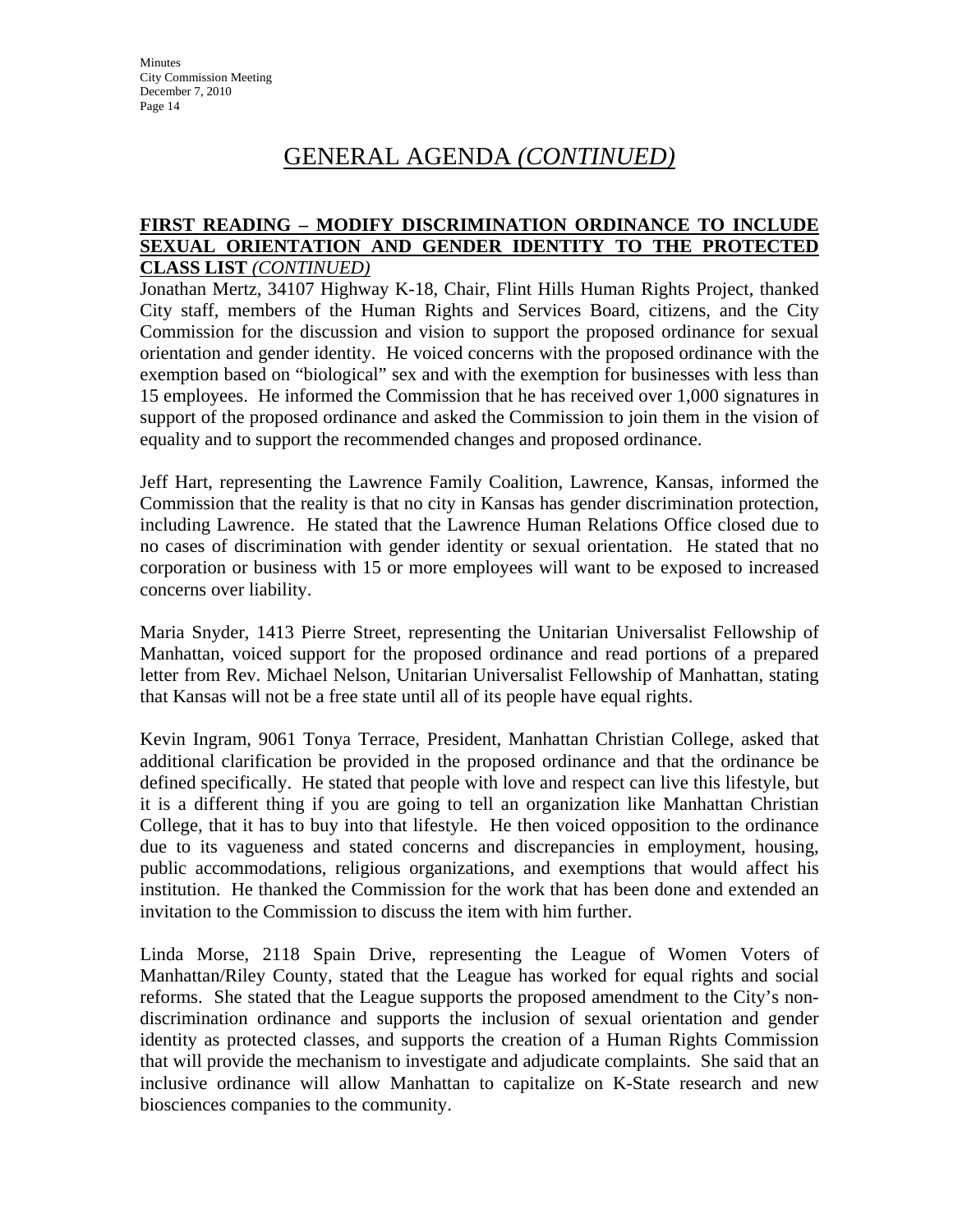# GENERAL AGENDA *(CONTINUED)*

**FIRST READING – MODIFY DISCRIMINATION ORDINANCE TO INCLUDE SEXUAL ORIENTATION AND GENDER IDENTITY TO THE PROTECTED CLASS LIST** *(CONTINUED)*

Jonathan Mertz, 34107 Highway K-18, Chair, Flint Hills Human Rights Project, thanked City staff, members of the Human Rights and Services Board, citizens, and the City Commission for the discussion and vision to support the proposed ordinance for sexual orientation and gender identity. He voiced concerns with the proposed ordinance with the exemption based on "biological" sex and with the exemption for businesses with less than 15 employees. He informed the Commission that he has received over 1,000 signatures in support of the proposed ordinance and asked the Commission to join them in the vision of equality and to support the recommended changes and proposed ordinance.

Jeff Hart, representing the Lawrence Family Coalition, Lawrence, Kansas, informed the Commission that the reality is that no city in Kansas has gender discrimination protection, including Lawrence. He stated that the Lawrence Human Relations Office closed due to no cases of discrimination with gender identity or sexual orientation. He stated that no corporation or business with 15 or more employees will want to be exposed to increased concerns over liability.

Maria Snyder, 1413 Pierre Street, representing the Unitarian Universalist Fellowship of Manhattan, voiced support for the proposed ordinance and read portions of a prepared letter from Rev. Michael Nelson, Unitarian Universalist Fellowship of Manhattan, stating that Kansas will not be a free state until all of its people have equal rights.

Kevin Ingram, 9061 Tonya Terrace, President, Manhattan Christian College, asked that additional clarification be provided in the proposed ordinance and that the ordinance be defined specifically. He stated that people with love and respect can live this lifestyle, but it is a different thing if you are going to tell an organization like Manhattan Christian College, that it has to buy into that lifestyle. He then voiced opposition to the ordinance due to its vagueness and stated concerns and discrepancies in employment, housing, public accommodations, religious organizations, and exemptions that would affect his institution. He thanked the Commission for the work that has been done and extended an invitation to the Commission to discuss the item with him further.

Linda Morse, 2118 Spain Drive, representing the League of Women Voters of Manhattan/Riley County, stated that the League has worked for equal rights and social reforms. She stated that the League supports the proposed amendment to the City's non-discrimination ordinance and supports the inclusion of sexual orientation and gender identity as protected classes, and supports the creation of a Human Rights Commission that will provide the mechanism to investigate and adjudicate complaints. She said that an inclusive ordinance will allow Manhattan to capitalize on K-State research and new biosciences companies to the community.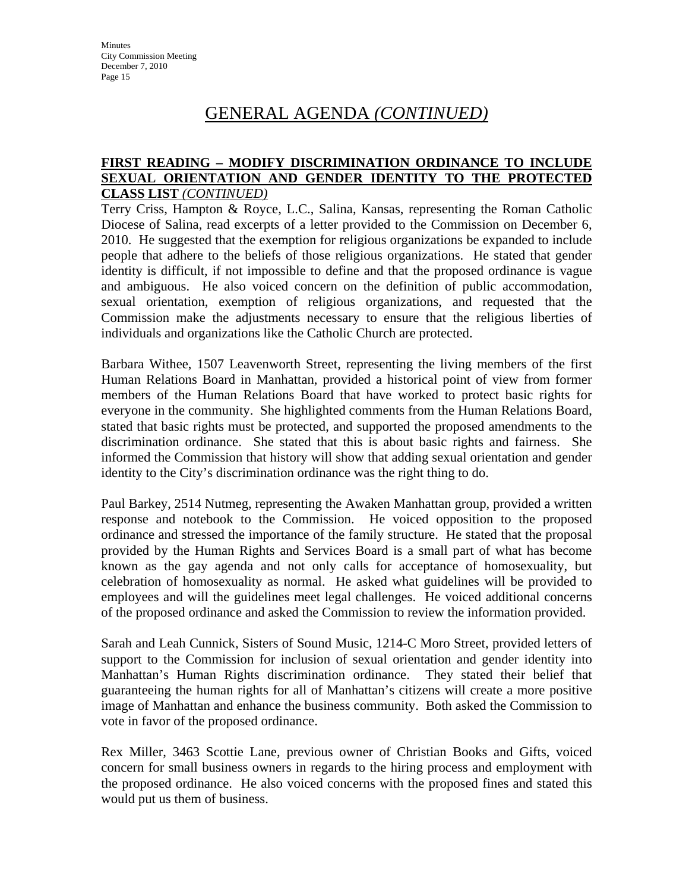# GENERAL AGENDA *(CONTINUED)*

**FIRST READING – MODIFY DISCRIMINATION ORDINANCE TO INCLUDE SEXUAL ORIENTATION AND GENDER IDENTITY TO THE PROTECTED CLASS LIST** ***(CONTINUED)***

Terry Criss, Hampton & Royce, L.C., Salina, Kansas, representing the Roman Catholic Diocese of Salina, read excerpts of a letter provided to the Commission on December 6, 2010. He suggested that the exemption for religious organizations be expanded to include people that adhere to the beliefs of those religious organizations. He stated that gender identity is difficult, if not impossible to define and that the proposed ordinance is vague and ambiguous. He also voiced concern on the definition of public accommodation, sexual orientation, exemption of religious organizations, and requested that the Commission make the adjustments necessary to ensure that the religious liberties of individuals and organizations like the Catholic Church are protected.

Barbara Withee, 1507 Leavenworth Street, representing the living members of the first Human Relations Board in Manhattan, provided a historical point of view from former members of the Human Relations Board that have worked to protect basic rights for everyone in the community. She highlighted comments from the Human Relations Board, stated that basic rights must be protected, and supported the proposed amendments to the discrimination ordinance. She stated that this is about basic rights and fairness. She informed the Commission that history will show that adding sexual orientation and gender identity to the City's discrimination ordinance was the right thing to do.

Paul Barkey, 2514 Nutmeg, representing the Awaken Manhattan group, provided a written response and notebook to the Commission. He voiced opposition to the proposed ordinance and stressed the importance of the family structure. He stated that the proposal provided by the Human Rights and Services Board is a small part of what has become known as the gay agenda and not only calls for acceptance of homosexuality, but celebration of homosexuality as normal. He asked what guidelines will be provided to employees and will the guidelines meet legal challenges. He voiced additional concerns of the proposed ordinance and asked the Commission to review the information provided.

Sarah and Leah Cunnick, Sisters of Sound Music, 1214-C Moro Street, provided letters of support to the Commission for inclusion of sexual orientation and gender identity into Manhattan's Human Rights discrimination ordinance. They stated their belief that guaranteeing the human rights for all of Manhattan's citizens will create a more positive image of Manhattan and enhance the business community. Both asked the Commission to vote in favor of the proposed ordinance.

Rex Miller, 3463 Scottie Lane, previous owner of Christian Books and Gifts, voiced concern for small business owners in regards to the hiring process and employment with the proposed ordinance. He also voiced concerns with the proposed fines and stated this would put us them of business.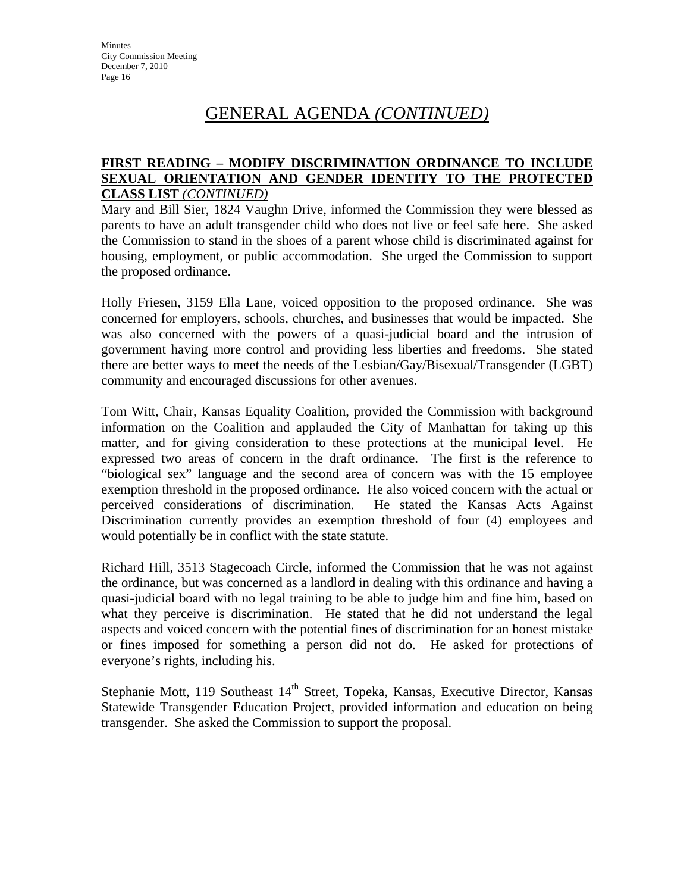# GENERAL AGENDA *(CONTINUED)*

**FIRST READING – MODIFY DISCRIMINATION ORDINANCE TO INCLUDE SEXUAL ORIENTATION AND GENDER IDENTITY TO THE PROTECTED CLASS LIST** ***(CONTINUED)***

Mary and Bill Sier, 1824 Vaughn Drive, informed the Commission they were blessed as parents to have an adult transgender child who does not live or feel safe here. She asked the Commission to stand in the shoes of a parent whose child is discriminated against for housing, employment, or public accommodation. She urged the Commission to support the proposed ordinance.

Holly Friesen, 3159 Ella Lane, voiced opposition to the proposed ordinance. She was concerned for employers, schools, churches, and businesses that would be impacted. She was also concerned with the powers of a quasi-judicial board and the intrusion of government having more control and providing less liberties and freedoms. She stated there are better ways to meet the needs of the Lesbian/Gay/Bisexual/Transgender (LGBT) community and encouraged discussions for other avenues.

Tom Witt, Chair, Kansas Equality Coalition, provided the Commission with background information on the Coalition and applauded the City of Manhattan for taking up this matter, and for giving consideration to these protections at the municipal level. He expressed two areas of concern in the draft ordinance. The first is the reference to "biological sex" language and the second area of concern was with the 15 employee exemption threshold in the proposed ordinance. He also voiced concern with the actual or perceived considerations of discrimination. He stated the Kansas Acts Against Discrimination currently provides an exemption threshold of four (4) employees and would potentially be in conflict with the state statute.

Richard Hill, 3513 Stagecoach Circle, informed the Commission that he was not against the ordinance, but was concerned as a landlord in dealing with this ordinance and having a quasi-judicial board with no legal training to be able to judge him and fine him, based on what they perceive is discrimination. He stated that he did not understand the legal aspects and voiced concern with the potential fines of discrimination for an honest mistake or fines imposed for something a person did not do. He asked for protections of everyone's rights, including his.

Stephanie Mott, 119 Southeast 14th Street, Topeka, Kansas, Executive Director, Kansas Statewide Transgender Education Project, provided information and education on being transgender. She asked the Commission to support the proposal.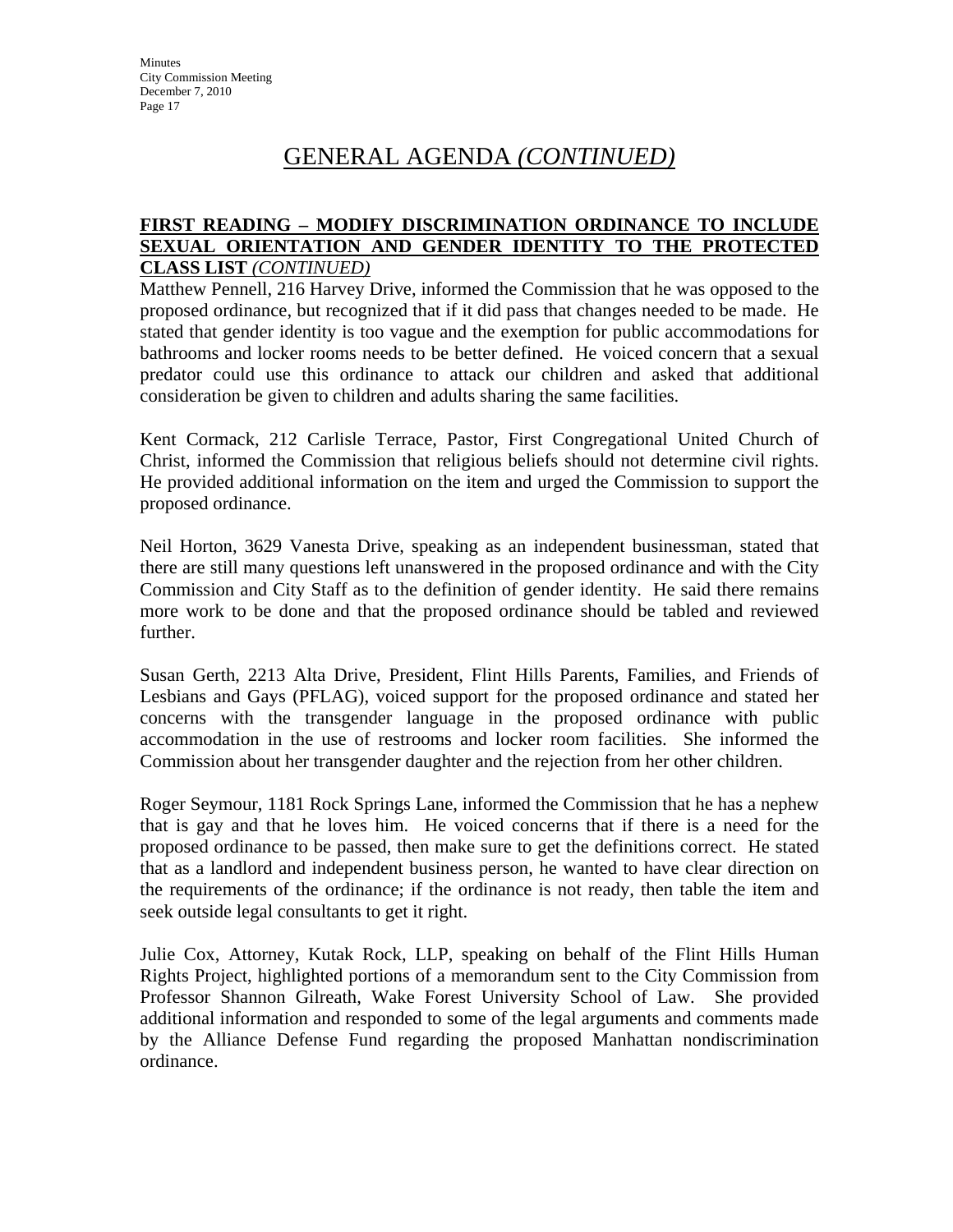# GENERAL AGENDA *(CONTINUED)*

**FIRST READING – MODIFY DISCRIMINATION ORDINANCE TO INCLUDE SEXUAL ORIENTATION AND GENDER IDENTITY TO THE PROTECTED CLASS LIST** *(CONTINUED)*

Matthew Pennell, 216 Harvey Drive, informed the Commission that he was opposed to the proposed ordinance, but recognized that if it did pass that changes needed to be made. He stated that gender identity is too vague and the exemption for public accommodations for bathrooms and locker rooms needs to be better defined. He voiced concern that a sexual predator could use this ordinance to attack our children and asked that additional consideration be given to children and adults sharing the same facilities.

Kent Cormack, 212 Carlisle Terrace, Pastor, First Congregational United Church of Christ, informed the Commission that religious beliefs should not determine civil rights. He provided additional information on the item and urged the Commission to support the proposed ordinance.

Neil Horton, 3629 Vanesta Drive, speaking as an independent businessman, stated that there are still many questions left unanswered in the proposed ordinance and with the City Commission and City Staff as to the definition of gender identity. He said there remains more work to be done and that the proposed ordinance should be tabled and reviewed further.

Susan Gerth, 2213 Alta Drive, President, Flint Hills Parents, Families, and Friends of Lesbians and Gays (PFLAG), voiced support for the proposed ordinance and stated her concerns with the transgender language in the proposed ordinance with public accommodation in the use of restrooms and locker room facilities. She informed the Commission about her transgender daughter and the rejection from her other children.

Roger Seymour, 1181 Rock Springs Lane, informed the Commission that he has a nephew that is gay and that he loves him. He voiced concerns that if there is a need for the proposed ordinance to be passed, then make sure to get the definitions correct. He stated that as a landlord and independent business person, he wanted to have clear direction on the requirements of the ordinance; if the ordinance is not ready, then table the item and seek outside legal consultants to get it right.

Julie Cox, Attorney, Kutak Rock, LLP, speaking on behalf of the Flint Hills Human Rights Project, highlighted portions of a memorandum sent to the City Commission from Professor Shannon Gilreath, Wake Forest University School of Law. She provided additional information and responded to some of the legal arguments and comments made by the Alliance Defense Fund regarding the proposed Manhattan nondiscrimination ordinance.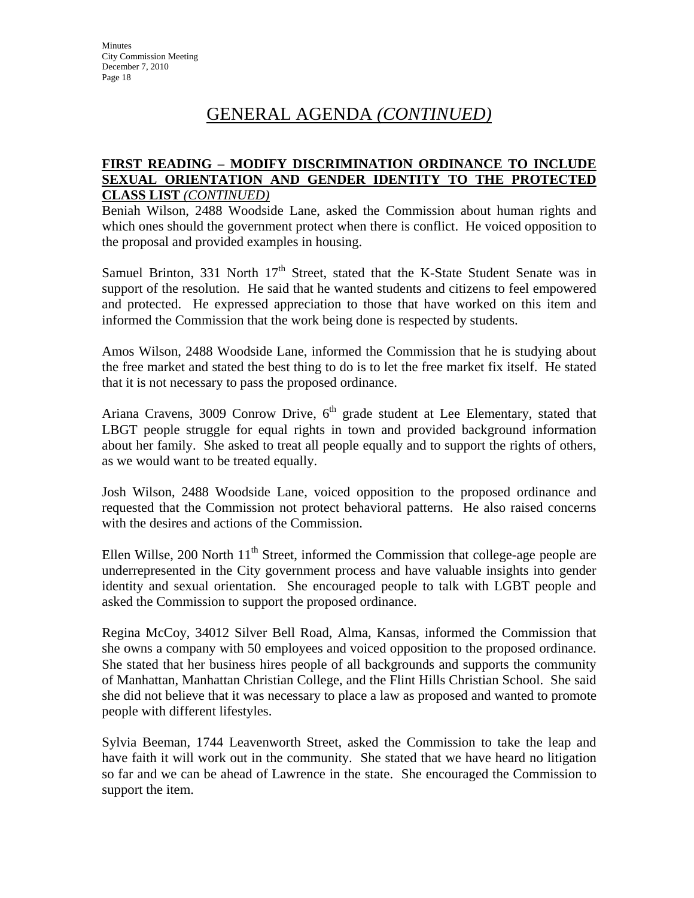# GENERAL AGENDA *(CONTINUED)*

**FIRST READING – MODIFY DISCRIMINATION ORDINANCE TO INCLUDE SEXUAL ORIENTATION AND GENDER IDENTITY TO THE PROTECTED CLASS LIST** ***(CONTINUED)***

Beniah Wilson, 2488 Woodside Lane, asked the Commission about human rights and which ones should the government protect when there is conflict. He voiced opposition to the proposal and provided examples in housing.

Samuel Brinton, 331 North 17th Street, stated that the K-State Student Senate was in support of the resolution. He said that he wanted students and citizens to feel empowered and protected. He expressed appreciation to those that have worked on this item and informed the Commission that the work being done is respected by students.

Amos Wilson, 2488 Woodside Lane, informed the Commission that he is studying about the free market and stated the best thing to do is to let the free market fix itself. He stated that it is not necessary to pass the proposed ordinance.

Ariana Cravens, 3009 Conrow Drive, 6th grade student at Lee Elementary, stated that LBGT people struggle for equal rights in town and provided background information about her family. She asked to treat all people equally and to support the rights of others, as we would want to be treated equally.

Josh Wilson, 2488 Woodside Lane, voiced opposition to the proposed ordinance and requested that the Commission not protect behavioral patterns. He also raised concerns with the desires and actions of the Commission.

Ellen Willse, 200 North 11th Street, informed the Commission that college-age people are underrepresented in the City government process and have valuable insights into gender identity and sexual orientation. She encouraged people to talk with LGBT people and asked the Commission to support the proposed ordinance.

Regina McCoy, 34012 Silver Bell Road, Alma, Kansas, informed the Commission that she owns a company with 50 employees and voiced opposition to the proposed ordinance. She stated that her business hires people of all backgrounds and supports the community of Manhattan, Manhattan Christian College, and the Flint Hills Christian School. She said she did not believe that it was necessary to place a law as proposed and wanted to promote people with different lifestyles.

Sylvia Beeman, 1744 Leavenworth Street, asked the Commission to take the leap and have faith it will work out in the community. She stated that we have heard no litigation so far and we can be ahead of Lawrence in the state. She encouraged the Commission to support the item.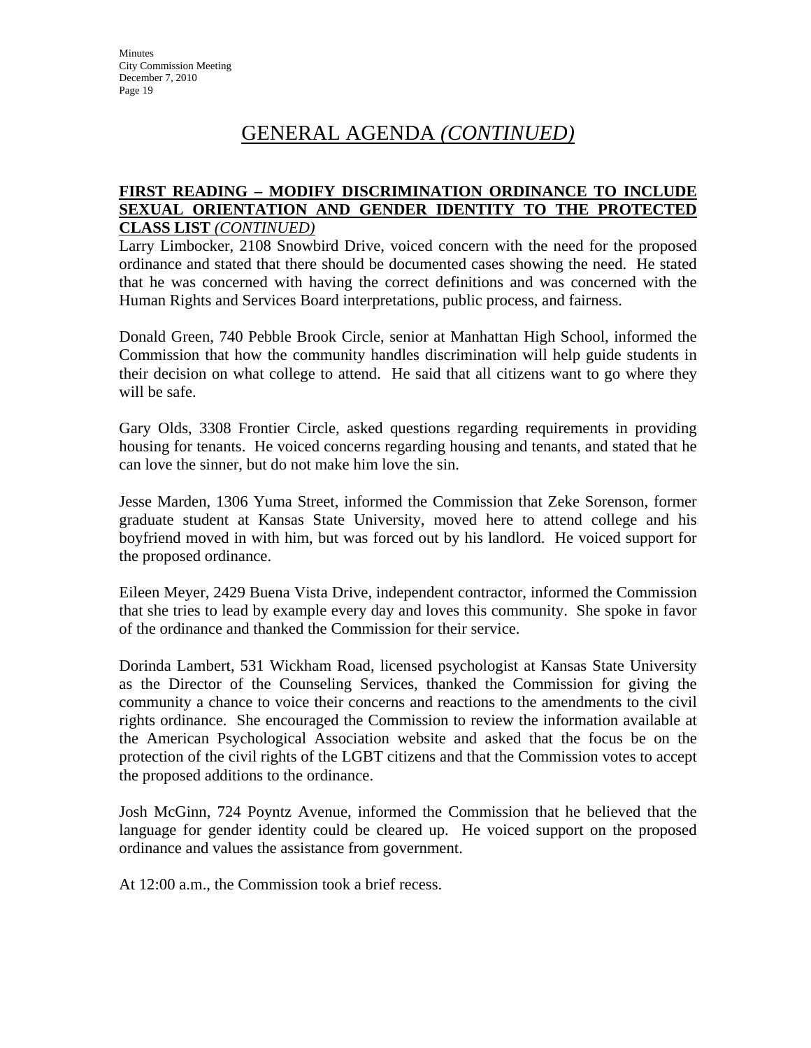# GENERAL AGENDA *(CONTINUED)*

**FIRST READING – MODIFY DISCRIMINATION ORDINANCE TO INCLUDE SEXUAL ORIENTATION AND GENDER IDENTITY TO THE PROTECTED CLASS LIST** *(CONTINUED)*

Larry Limbocker, 2108 Snowbird Drive, voiced concern with the need for the proposed ordinance and stated that there should be documented cases showing the need. He stated that he was concerned with having the correct definitions and was concerned with the Human Rights and Services Board interpretations, public process, and fairness.

Donald Green, 740 Pebble Brook Circle, senior at Manhattan High School, informed the Commission that how the community handles discrimination will help guide students in their decision on what college to attend. He said that all citizens want to go where they will be safe.

Gary Olds, 3308 Frontier Circle, asked questions regarding requirements in providing housing for tenants. He voiced concerns regarding housing and tenants, and stated that he can love the sinner, but do not make him love the sin.

Jesse Marden, 1306 Yuma Street, informed the Commission that Zeke Sorenson, former graduate student at Kansas State University, moved here to attend college and his boyfriend moved in with him, but was forced out by his landlord. He voiced support for the proposed ordinance.

Eileen Meyer, 2429 Buena Vista Drive, independent contractor, informed the Commission that she tries to lead by example every day and loves this community. She spoke in favor of the ordinance and thanked the Commission for their service.

Dorinda Lambert, 531 Wickham Road, licensed psychologist at Kansas State University as the Director of the Counseling Services, thanked the Commission for giving the community a chance to voice their concerns and reactions to the amendments to the civil rights ordinance. She encouraged the Commission to review the information available at the American Psychological Association website and asked that the focus be on the protection of the civil rights of the LGBT citizens and that the Commission votes to accept the proposed additions to the ordinance.

Josh McGinn, 724 Poyntz Avenue, informed the Commission that he believed that the language for gender identity could be cleared up. He voiced support on the proposed ordinance and values the assistance from government.

At 12:00 a.m., the Commission took a brief recess.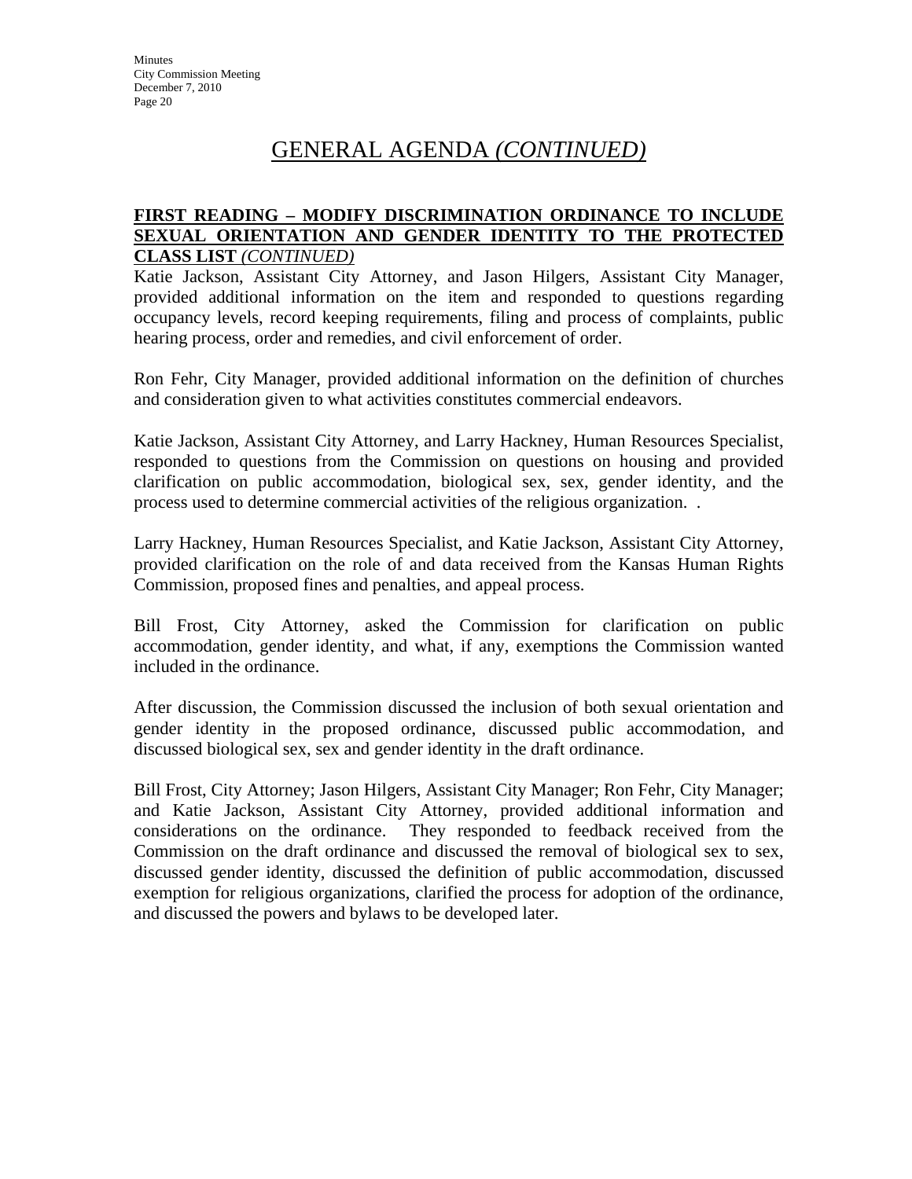# GENERAL AGENDA *(CONTINUED)*

**FIRST READING – MODIFY DISCRIMINATION ORDINANCE TO INCLUDE SEXUAL ORIENTATION AND GENDER IDENTITY TO THE PROTECTED CLASS LIST** ***(CONTINUED)***

Katie Jackson, Assistant City Attorney, and Jason Hilgers, Assistant City Manager, provided additional information on the item and responded to questions regarding occupancy levels, record keeping requirements, filing and process of complaints, public hearing process, order and remedies, and civil enforcement of order.

Ron Fehr, City Manager, provided additional information on the definition of churches and consideration given to what activities constitutes commercial endeavors.

Katie Jackson, Assistant City Attorney, and Larry Hackney, Human Resources Specialist, responded to questions from the Commission on questions on housing and provided clarification on public accommodation, biological sex, sex, gender identity, and the process used to determine commercial activities of the religious organization. .

Larry Hackney, Human Resources Specialist, and Katie Jackson, Assistant City Attorney, provided clarification on the role of and data received from the Kansas Human Rights Commission, proposed fines and penalties, and appeal process.

Bill Frost, City Attorney, asked the Commission for clarification on public accommodation, gender identity, and what, if any, exemptions the Commission wanted included in the ordinance.

After discussion, the Commission discussed the inclusion of both sexual orientation and gender identity in the proposed ordinance, discussed public accommodation, and discussed biological sex, sex and gender identity in the draft ordinance.

Bill Frost, City Attorney; Jason Hilgers, Assistant City Manager; Ron Fehr, City Manager; and Katie Jackson, Assistant City Attorney, provided additional information and considerations on the ordinance. They responded to feedback received from the Commission on the draft ordinance and discussed the removal of biological sex to sex, discussed gender identity, discussed the definition of public accommodation, discussed exemption for religious organizations, clarified the process for adoption of the ordinance, and discussed the powers and bylaws to be developed later.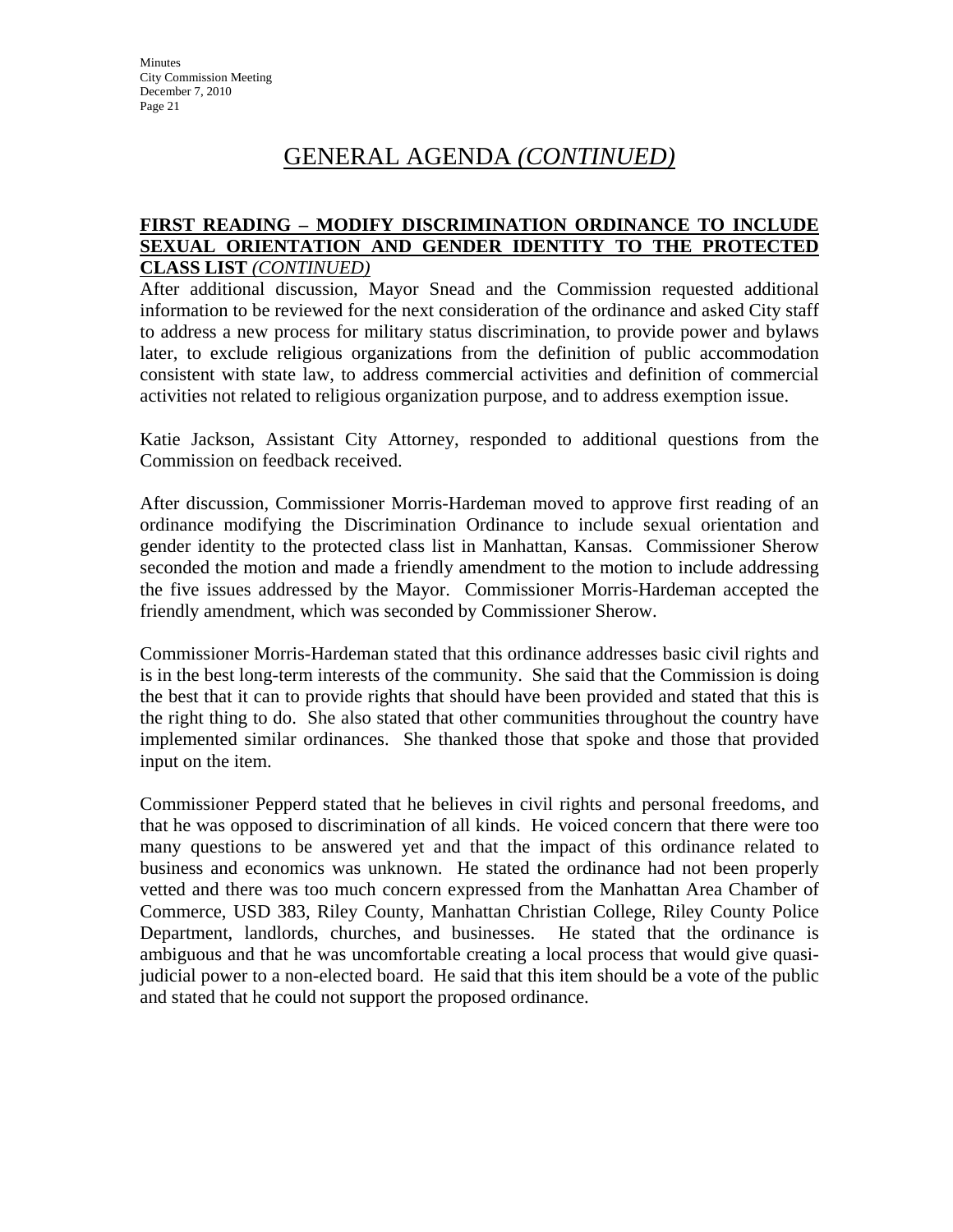# GENERAL AGENDA *(CONTINUED)*

**FIRST READING – MODIFY DISCRIMINATION ORDINANCE TO INCLUDE SEXUAL ORIENTATION AND GENDER IDENTITY TO THE PROTECTED CLASS LIST** ***(CONTINUED)***

After additional discussion, Mayor Snead and the Commission requested additional information to be reviewed for the next consideration of the ordinance and asked City staff to address a new process for military status discrimination, to provide power and bylaws later, to exclude religious organizations from the definition of public accommodation consistent with state law, to address commercial activities and definition of commercial activities not related to religious organization purpose, and to address exemption issue.

Katie Jackson, Assistant City Attorney, responded to additional questions from the Commission on feedback received.

After discussion, Commissioner Morris-Hardeman moved to approve first reading of an ordinance modifying the Discrimination Ordinance to include sexual orientation and gender identity to the protected class list in Manhattan, Kansas. Commissioner Sherow seconded the motion and made a friendly amendment to the motion to include addressing the five issues addressed by the Mayor. Commissioner Morris-Hardeman accepted the friendly amendment, which was seconded by Commissioner Sherow.

Commissioner Morris-Hardeman stated that this ordinance addresses basic civil rights and is in the best long-term interests of the community. She said that the Commission is doing the best that it can to provide rights that should have been provided and stated that this is the right thing to do. She also stated that other communities throughout the country have implemented similar ordinances. She thanked those that spoke and those that provided input on the item.

Commissioner Pepperd stated that he believes in civil rights and personal freedoms, and that he was opposed to discrimination of all kinds. He voiced concern that there were too many questions to be answered yet and that the impact of this ordinance related to business and economics was unknown. He stated the ordinance had not been properly vetted and there was too much concern expressed from the Manhattan Area Chamber of Commerce, USD 383, Riley County, Manhattan Christian College, Riley County Police Department, landlords, churches, and businesses. He stated that the ordinance is ambiguous and that he was uncomfortable creating a local process that would give quasi-judicial power to a non-elected board. He said that this item should be a vote of the public and stated that he could not support the proposed ordinance.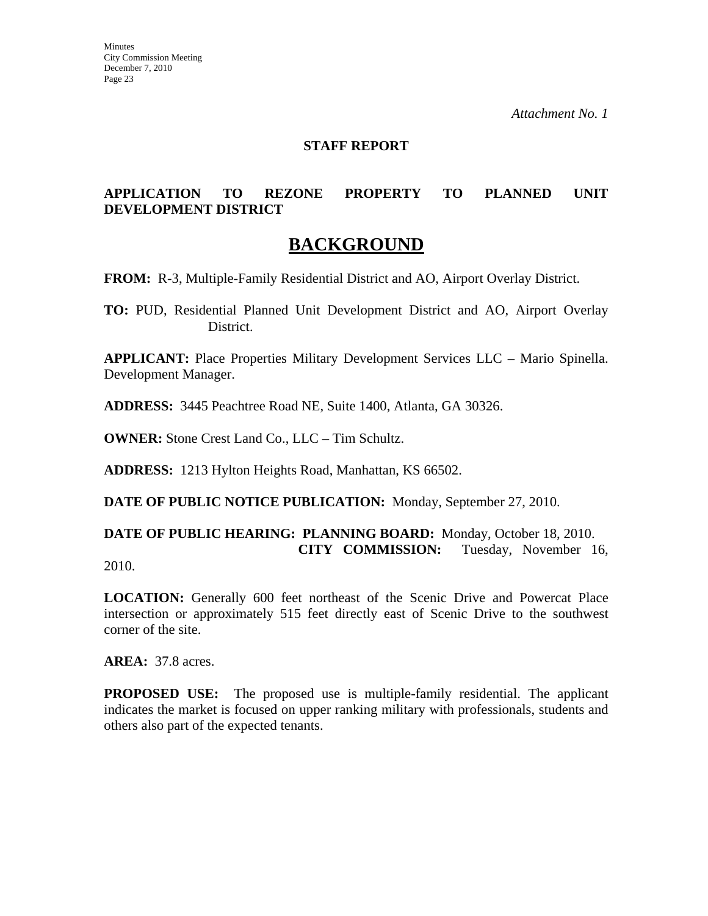*Attachment No. 1*

**STAFF REPORT**

**APPLICATION TO REZONE PROPERTY TO PLANNED UNIT DEVELOPMENT DISTRICT**

# BACKGROUND

**FROM:** R-3, Multiple-Family Residential District and AO, Airport Overlay District.

**TO:** PUD, Residential Planned Unit Development District and AO, Airport Overlay District.

**APPLICANT:** Place Properties Military Development Services LLC – Mario Spinella. Development Manager.

**ADDRESS:** 3445 Peachtree Road NE, Suite 1400, Atlanta, GA 30326.

**OWNER:** Stone Crest Land Co., LLC – Tim Schultz.

**ADDRESS:** 1213 Hylton Heights Road, Manhattan, KS 66502.

**DATE OF PUBLIC NOTICE PUBLICATION:** Monday, September 27, 2010.

**DATE OF PUBLIC HEARING: PLANNING BOARD:** Monday, October 18, 2010.
**CITY COMMISSION:** Tuesday, November 16, 2010.

**LOCATION:** Generally 600 feet northeast of the Scenic Drive and Powercat Place intersection or approximately 515 feet directly east of Scenic Drive to the southwest corner of the site.

**AREA:** 37.8 acres.

**PROPOSED USE:** The proposed use is multiple-family residential. The applicant indicates the market is focused on upper ranking military with professionals, students and others also part of the expected tenants.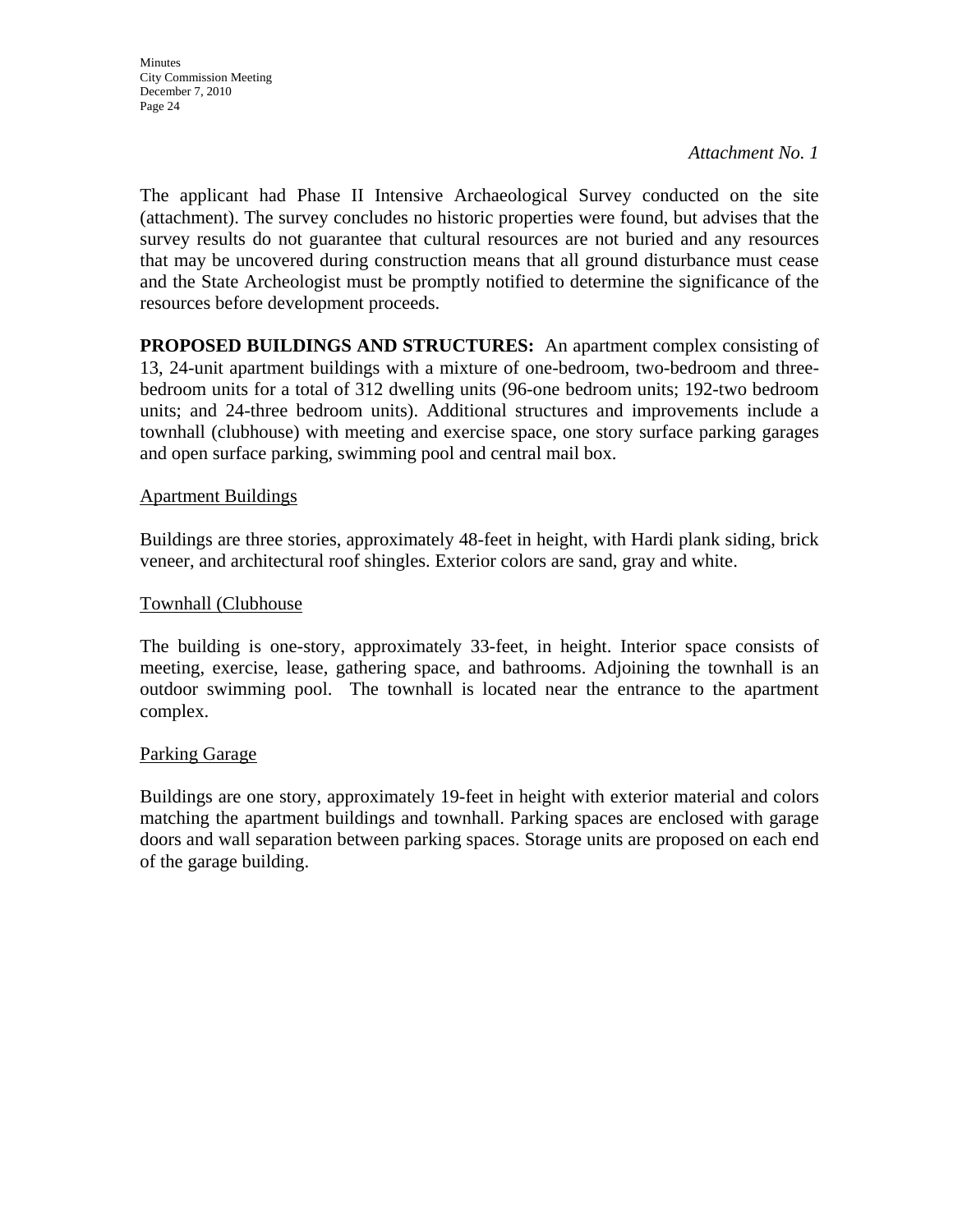*Attachment No. 1*

The applicant had Phase II Intensive Archaeological Survey conducted on the site (attachment). The survey concludes no historic properties were found, but advises that the survey results do not guarantee that cultural resources are not buried and any resources that may be uncovered during construction means that all ground disturbance must cease and the State Archeologist must be promptly notified to determine the significance of the resources before development proceeds.

**PROPOSED BUILDINGS AND STRUCTURES:** An apartment complex consisting of 13, 24-unit apartment buildings with a mixture of one-bedroom, two-bedroom and three-bedroom units for a total of 312 dwelling units (96-one bedroom units; 192-two bedroom units; and 24-three bedroom units). Additional structures and improvements include a townhall (clubhouse) with meeting and exercise space, one story surface parking garages and open surface parking, swimming pool and central mail box.

<u>Apartment Buildings</u>

Buildings are three stories, approximately 48-feet in height, with Hardi plank siding, brick veneer, and architectural roof shingles. Exterior colors are sand, gray and white.

<u>Townhall (Clubhouse</u>

The building is one-story, approximately 33-feet, in height. Interior space consists of meeting, exercise, lease, gathering space, and bathrooms. Adjoining the townhall is an outdoor swimming pool. The townhall is located near the entrance to the apartment complex.

<u>Parking Garage</u>

Buildings are one story, approximately 19-feet in height with exterior material and colors matching the apartment buildings and townhall. Parking spaces are enclosed with garage doors and wall separation between parking spaces. Storage units are proposed on each end of the garage building.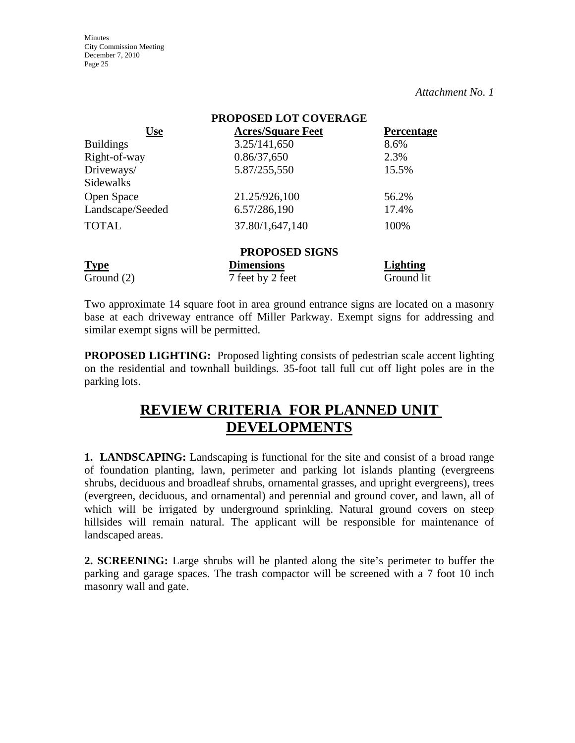*Attachment No. 1*

**PROPOSED LOT COVERAGE**

| Use | Acres/Square Feet | Percentage |
|---|---|---|
| Buildings | 3.25/141,650 | 8.6% |
| Right-of-way | 0.86/37,650 | 2.3% |
| Driveways/ Sidewalks | 5.87/255,550 | 15.5% |
| Open Space | 21.25/926,100 | 56.2% |
| Landscape/Seeded | 6.57/286,190 | 17.4% |
| TOTAL | 37.80/1,647,140 | 100% |

**PROPOSED SIGNS**

| Type | Dimensions | Lighting |
|---|---|---|
| Ground (2) | 7 feet by 2 feet | Ground lit |

Two approximate 14 square foot in area ground entrance signs are located on a masonry base at each driveway entrance off Miller Parkway. Exempt signs for addressing and similar exempt signs will be permitted.

**PROPOSED LIGHTING:** Proposed lighting consists of pedestrian scale accent lighting on the residential and townhall buildings. 35-foot tall full cut off light poles are in the parking lots.

# REVIEW CRITERIA FOR PLANNED UNIT DEVELOPMENTS

**1. LANDSCAPING:** Landscaping is functional for the site and consist of a broad range of foundation planting, lawn, perimeter and parking lot islands planting (evergreens shrubs, deciduous and broadleaf shrubs, ornamental grasses, and upright evergreens), trees (evergreen, deciduous, and ornamental) and perennial and ground cover, and lawn, all of which will be irrigated by underground sprinkling. Natural ground covers on steep hillsides will remain natural. The applicant will be responsible for maintenance of landscaped areas.

**2. SCREENING:** Large shrubs will be planted along the site's perimeter to buffer the parking and garage spaces. The trash compactor will be screened with a 7 foot 10 inch masonry wall and gate.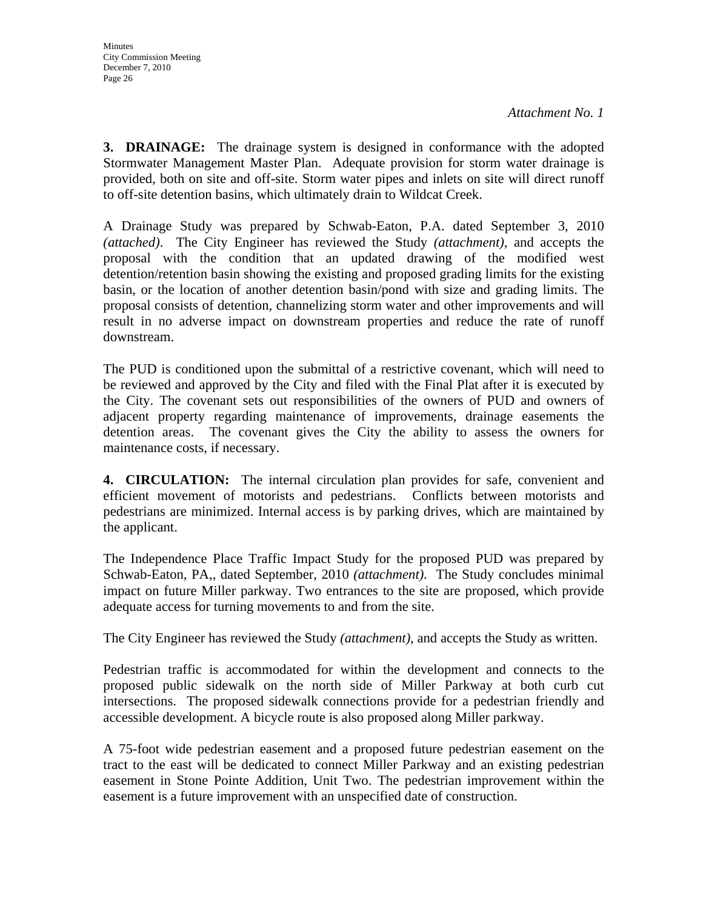*Attachment No. 1*

**3. DRAINAGE:** The drainage system is designed in conformance with the adopted Stormwater Management Master Plan. Adequate provision for storm water drainage is provided, both on site and off-site. Storm water pipes and inlets on site will direct runoff to off-site detention basins, which ultimately drain to Wildcat Creek.

A Drainage Study was prepared by Schwab-Eaton, P.A. dated September 3, 2010 *(attached)*. The City Engineer has reviewed the Study *(attachment)*, and accepts the proposal with the condition that an updated drawing of the modified west detention/retention basin showing the existing and proposed grading limits for the existing basin, or the location of another detention basin/pond with size and grading limits. The proposal consists of detention, channelizing storm water and other improvements and will result in no adverse impact on downstream properties and reduce the rate of runoff downstream.

The PUD is conditioned upon the submittal of a restrictive covenant, which will need to be reviewed and approved by the City and filed with the Final Plat after it is executed by the City. The covenant sets out responsibilities of the owners of PUD and owners of adjacent property regarding maintenance of improvements, drainage easements the detention areas. The covenant gives the City the ability to assess the owners for maintenance costs, if necessary.

**4. CIRCULATION:** The internal circulation plan provides for safe, convenient and efficient movement of motorists and pedestrians. Conflicts between motorists and pedestrians are minimized. Internal access is by parking drives, which are maintained by the applicant.

The Independence Place Traffic Impact Study for the proposed PUD was prepared by Schwab-Eaton, PA,, dated September, 2010 *(attachment)*. The Study concludes minimal impact on future Miller parkway. Two entrances to the site are proposed, which provide adequate access for turning movements to and from the site.

The City Engineer has reviewed the Study *(attachment)*, and accepts the Study as written.

Pedestrian traffic is accommodated for within the development and connects to the proposed public sidewalk on the north side of Miller Parkway at both curb cut intersections. The proposed sidewalk connections provide for a pedestrian friendly and accessible development. A bicycle route is also proposed along Miller parkway.

A 75-foot wide pedestrian easement and a proposed future pedestrian easement on the tract to the east will be dedicated to connect Miller Parkway and an existing pedestrian easement in Stone Pointe Addition, Unit Two. The pedestrian improvement within the easement is a future improvement with an unspecified date of construction.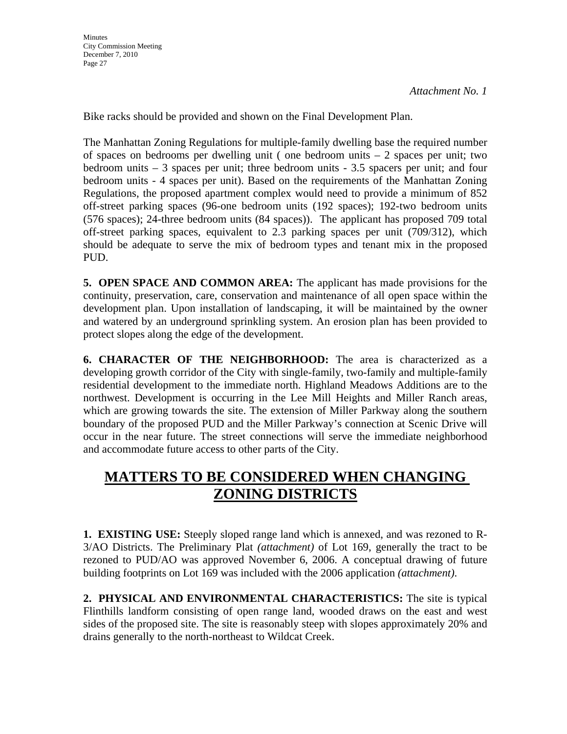*Attachment No. 1*

Bike racks should be provided and shown on the Final Development Plan.

The Manhattan Zoning Regulations for multiple-family dwelling base the required number of spaces on bedrooms per dwelling unit ( one bedroom units – 2 spaces per unit; two bedroom units – 3 spaces per unit; three bedroom units - 3.5 spacers per unit; and four bedroom units - 4 spaces per unit). Based on the requirements of the Manhattan Zoning Regulations, the proposed apartment complex would need to provide a minimum of 852 off-street parking spaces (96-one bedroom units (192 spaces); 192-two bedroom units (576 spaces); 24-three bedroom units (84 spaces)). The applicant has proposed 709 total off-street parking spaces, equivalent to 2.3 parking spaces per unit (709/312), which should be adequate to serve the mix of bedroom types and tenant mix in the proposed PUD.

**5. OPEN SPACE AND COMMON AREA:** The applicant has made provisions for the continuity, preservation, care, conservation and maintenance of all open space within the development plan. Upon installation of landscaping, it will be maintained by the owner and watered by an underground sprinkling system. An erosion plan has been provided to protect slopes along the edge of the development.

**6. CHARACTER OF THE NEIGHBORHOOD:** The area is characterized as a developing growth corridor of the City with single-family, two-family and multiple-family residential development to the immediate north. Highland Meadows Additions are to the northwest. Development is occurring in the Lee Mill Heights and Miller Ranch areas, which are growing towards the site. The extension of Miller Parkway along the southern boundary of the proposed PUD and the Miller Parkway's connection at Scenic Drive will occur in the near future. The street connections will serve the immediate neighborhood and accommodate future access to other parts of the City.

# MATTERS TO BE CONSIDERED WHEN CHANGING ZONING DISTRICTS

**1. EXISTING USE:** Steeply sloped range land which is annexed, and was rezoned to R-3/AO Districts. The Preliminary Plat *(attachment)* of Lot 169, generally the tract to be rezoned to PUD/AO was approved November 6, 2006. A conceptual drawing of future building footprints on Lot 169 was included with the 2006 application *(attachment).*

**2. PHYSICAL AND ENVIRONMENTAL CHARACTERISTICS:** The site is typical Flinthills landform consisting of open range land, wooded draws on the east and west sides of the proposed site. The site is reasonably steep with slopes approximately 20% and drains generally to the north-northeast to Wildcat Creek.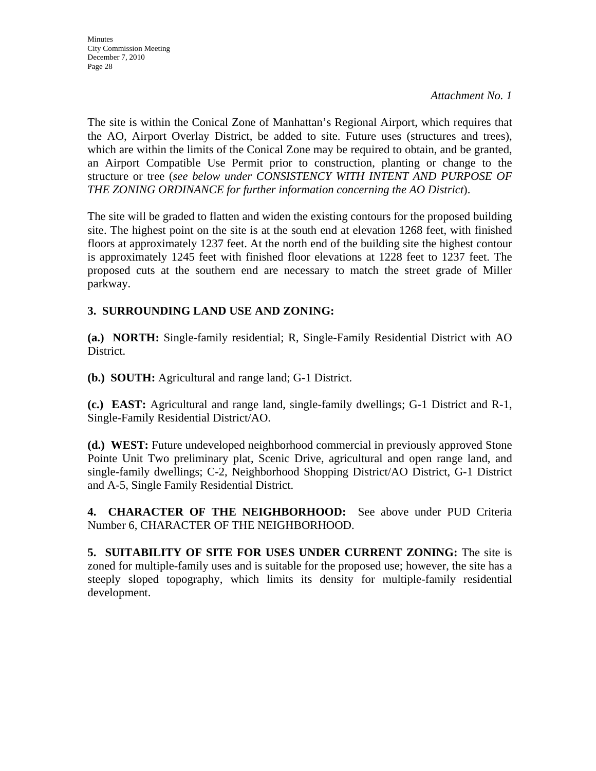*Attachment No. 1*

The site is within the Conical Zone of Manhattan's Regional Airport, which requires that the AO, Airport Overlay District, be added to site. Future uses (structures and trees), which are within the limits of the Conical Zone may be required to obtain, and be granted, an Airport Compatible Use Permit prior to construction, planting or change to the structure or tree (*see below under CONSISTENCY WITH INTENT AND PURPOSE OF THE ZONING ORDINANCE for further information concerning the AO District*).

The site will be graded to flatten and widen the existing contours for the proposed building site. The highest point on the site is at the south end at elevation 1268 feet, with finished floors at approximately 1237 feet. At the north end of the building site the highest contour is approximately 1245 feet with finished floor elevations at 1228 feet to 1237 feet. The proposed cuts at the southern end are necessary to match the street grade of Miller parkway.

**3. SURROUNDING LAND USE AND ZONING:**

**(a.) NORTH:** Single-family residential; R, Single-Family Residential District with AO District.

**(b.) SOUTH:** Agricultural and range land; G-1 District.

**(c.) EAST:** Agricultural and range land, single-family dwellings; G-1 District and R-1, Single-Family Residential District/AO.

**(d.) WEST:** Future undeveloped neighborhood commercial in previously approved Stone Pointe Unit Two preliminary plat, Scenic Drive, agricultural and open range land, and single-family dwellings; C-2, Neighborhood Shopping District/AO District, G-1 District and A-5, Single Family Residential District.

**4. CHARACTER OF THE NEIGHBORHOOD:** See above under PUD Criteria Number 6, CHARACTER OF THE NEIGHBORHOOD.

**5. SUITABILITY OF SITE FOR USES UNDER CURRENT ZONING:** The site is zoned for multiple-family uses and is suitable for the proposed use; however, the site has a steeply sloped topography, which limits its density for multiple-family residential development.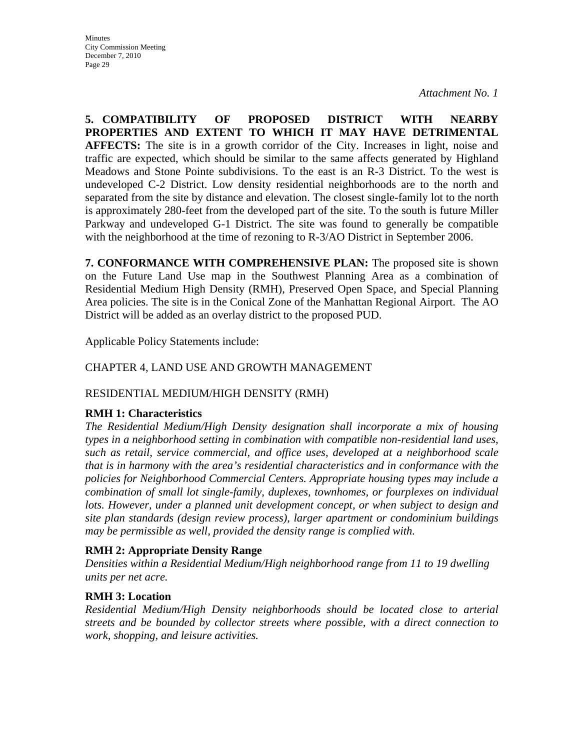*Attachment No. 1*

**5. COMPATIBILITY OF PROPOSED DISTRICT WITH NEARBY PROPERTIES AND EXTENT TO WHICH IT MAY HAVE DETRIMENTAL AFFECTS:** The site is in a growth corridor of the City. Increases in light, noise and traffic are expected, which should be similar to the same affects generated by Highland Meadows and Stone Pointe subdivisions. To the east is an R-3 District. To the west is undeveloped C-2 District. Low density residential neighborhoods are to the north and separated from the site by distance and elevation. The closest single-family lot to the north is approximately 280-feet from the developed part of the site. To the south is future Miller Parkway and undeveloped G-1 District. The site was found to generally be compatible with the neighborhood at the time of rezoning to R-3/AO District in September 2006.

**7. CONFORMANCE WITH COMPREHENSIVE PLAN:** The proposed site is shown on the Future Land Use map in the Southwest Planning Area as a combination of Residential Medium High Density (RMH), Preserved Open Space, and Special Planning Area policies. The site is in the Conical Zone of the Manhattan Regional Airport. The AO District will be added as an overlay district to the proposed PUD.

Applicable Policy Statements include:

CHAPTER 4, LAND USE AND GROWTH MANAGEMENT

RESIDENTIAL MEDIUM/HIGH DENSITY (RMH)

**RMH 1: Characteristics**

*The Residential Medium/High Density designation shall incorporate a mix of housing types in a neighborhood setting in combination with compatible non-residential land uses, such as retail, service commercial, and office uses, developed at a neighborhood scale that is in harmony with the area's residential characteristics and in conformance with the policies for Neighborhood Commercial Centers. Appropriate housing types may include a combination of small lot single-family, duplexes, townhomes, or fourplexes on individual lots. However, under a planned unit development concept, or when subject to design and site plan standards (design review process), larger apartment or condominium buildings may be permissible as well, provided the density range is complied with.*

**RMH 2: Appropriate Density Range**

*Densities within a Residential Medium/High neighborhood range from 11 to 19 dwelling units per net acre.*

**RMH 3: Location**

*Residential Medium/High Density neighborhoods should be located close to arterial streets and be bounded by collector streets where possible, with a direct connection to work, shopping, and leisure activities.*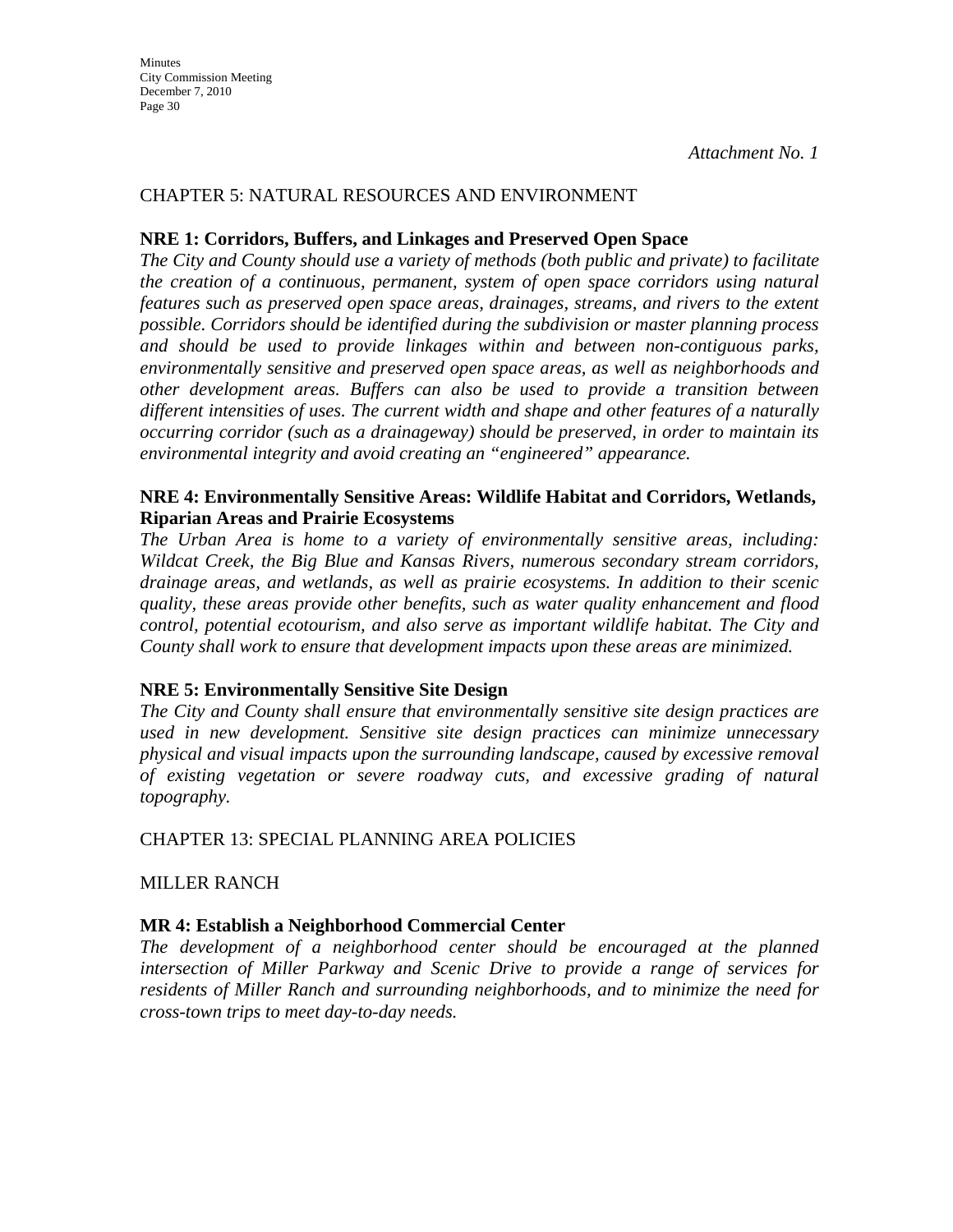*Attachment No. 1*

CHAPTER 5: NATURAL RESOURCES AND ENVIRONMENT

**NRE 1: Corridors, Buffers, and Linkages and Preserved Open Space**

*The City and County should use a variety of methods (both public and private) to facilitate the creation of a continuous, permanent, system of open space corridors using natural features such as preserved open space areas, drainages, streams, and rivers to the extent possible. Corridors should be identified during the subdivision or master planning process and should be used to provide linkages within and between non-contiguous parks, environmentally sensitive and preserved open space areas, as well as neighborhoods and other development areas. Buffers can also be used to provide a transition between different intensities of uses. The current width and shape and other features of a naturally occurring corridor (such as a drainageway) should be preserved, in order to maintain its environmental integrity and avoid creating an "engineered" appearance.*

**NRE 4: Environmentally Sensitive Areas: Wildlife Habitat and Corridors, Wetlands, Riparian Areas and Prairie Ecosystems**

*The Urban Area is home to a variety of environmentally sensitive areas, including: Wildcat Creek, the Big Blue and Kansas Rivers, numerous secondary stream corridors, drainage areas, and wetlands, as well as prairie ecosystems. In addition to their scenic quality, these areas provide other benefits, such as water quality enhancement and flood control, potential ecotourism, and also serve as important wildlife habitat. The City and County shall work to ensure that development impacts upon these areas are minimized.*

**NRE 5: Environmentally Sensitive Site Design**

*The City and County shall ensure that environmentally sensitive site design practices are used in new development. Sensitive site design practices can minimize unnecessary physical and visual impacts upon the surrounding landscape, caused by excessive removal of existing vegetation or severe roadway cuts, and excessive grading of natural topography.*

CHAPTER 13: SPECIAL PLANNING AREA POLICIES

MILLER RANCH

**MR 4: Establish a Neighborhood Commercial Center**

*The development of a neighborhood center should be encouraged at the planned intersection of Miller Parkway and Scenic Drive to provide a range of services for residents of Miller Ranch and surrounding neighborhoods, and to minimize the need for cross-town trips to meet day-to-day needs.*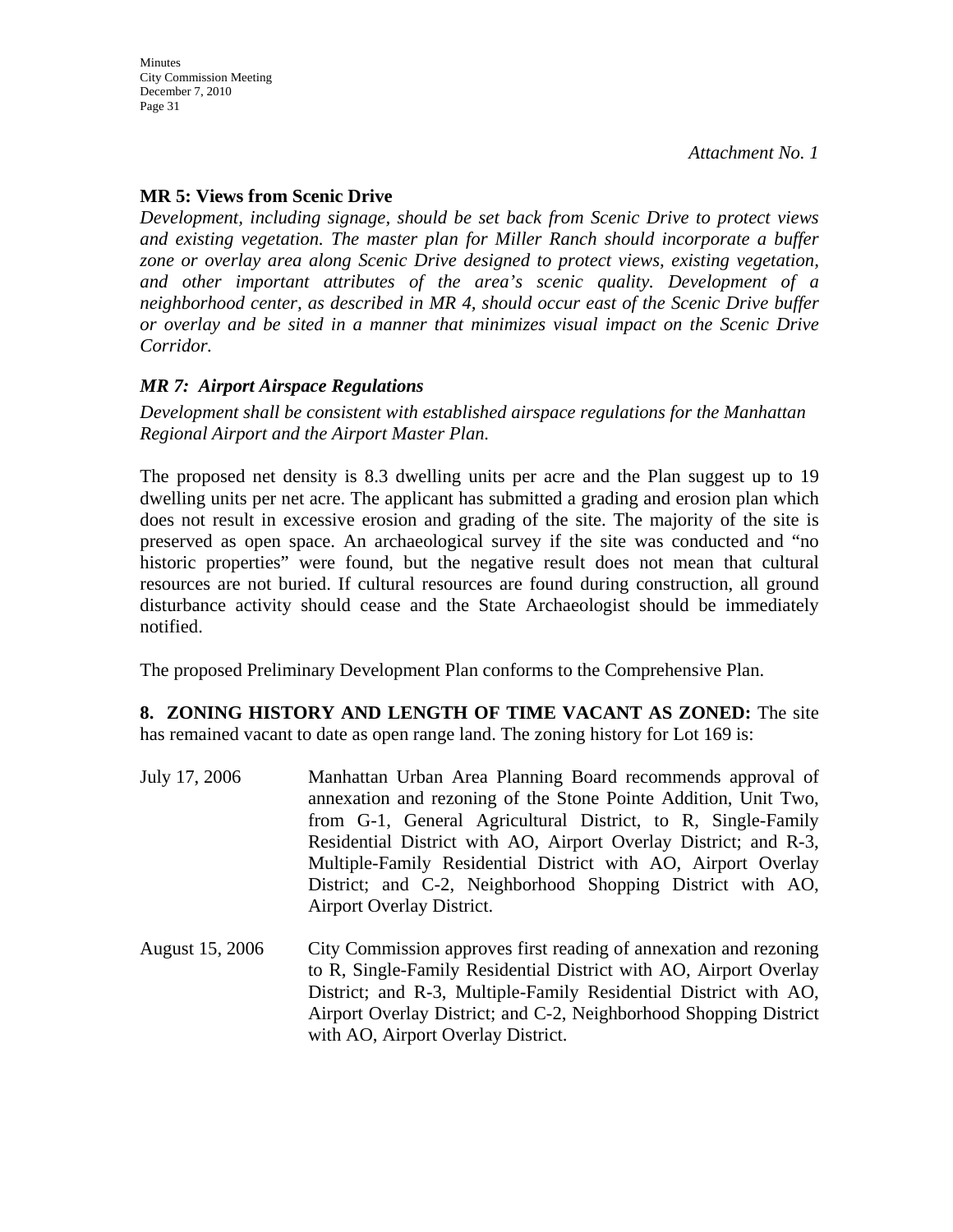*Attachment No. 1*

**MR 5: Views from Scenic Drive**

*Development, including signage, should be set back from Scenic Drive to protect views and existing vegetation. The master plan for Miller Ranch should incorporate a buffer zone or overlay area along Scenic Drive designed to protect views, existing vegetation, and other important attributes of the area's scenic quality. Development of a neighborhood center, as described in MR 4, should occur east of the Scenic Drive buffer or overlay and be sited in a manner that minimizes visual impact on the Scenic Drive Corridor.*

***MR 7: Airport Airspace Regulations***

*Development shall be consistent with established airspace regulations for the Manhattan Regional Airport and the Airport Master Plan.*

The proposed net density is 8.3 dwelling units per acre and the Plan suggest up to 19 dwelling units per net acre. The applicant has submitted a grading and erosion plan which does not result in excessive erosion and grading of the site. The majority of the site is preserved as open space. An archaeological survey if the site was conducted and "no historic properties" were found, but the negative result does not mean that cultural resources are not buried. If cultural resources are found during construction, all ground disturbance activity should cease and the State Archaeologist should be immediately notified.

The proposed Preliminary Development Plan conforms to the Comprehensive Plan.

**8. ZONING HISTORY AND LENGTH OF TIME VACANT AS ZONED:** The site has remained vacant to date as open range land. The zoning history for Lot 169 is:

July 17, 2006 — Manhattan Urban Area Planning Board recommends approval of annexation and rezoning of the Stone Pointe Addition, Unit Two, from G-1, General Agricultural District, to R, Single-Family Residential District with AO, Airport Overlay District; and R-3, Multiple-Family Residential District with AO, Airport Overlay District; and C-2, Neighborhood Shopping District with AO, Airport Overlay District.

August 15, 2006 — City Commission approves first reading of annexation and rezoning to R, Single-Family Residential District with AO, Airport Overlay District; and R-3, Multiple-Family Residential District with AO, Airport Overlay District; and C-2, Neighborhood Shopping District with AO, Airport Overlay District.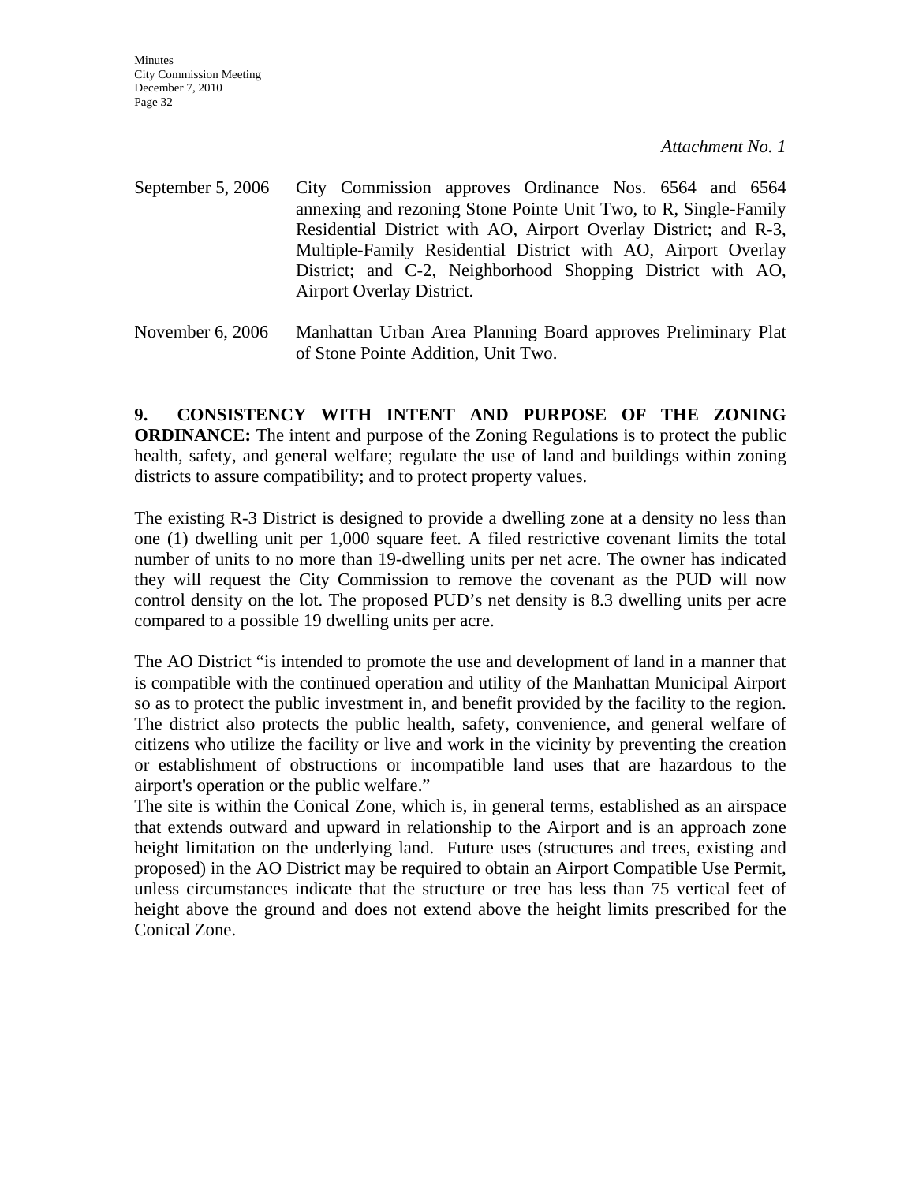*Attachment No. 1*

September 5, 2006 City Commission approves Ordinance Nos. 6564 and 6564 annexing and rezoning Stone Pointe Unit Two, to R, Single-Family Residential District with AO, Airport Overlay District; and R-3, Multiple-Family Residential District with AO, Airport Overlay District; and C-2, Neighborhood Shopping District with AO, Airport Overlay District.

November 6, 2006 Manhattan Urban Area Planning Board approves Preliminary Plat of Stone Pointe Addition, Unit Two.

**9. CONSISTENCY WITH INTENT AND PURPOSE OF THE ZONING ORDINANCE:** The intent and purpose of the Zoning Regulations is to protect the public health, safety, and general welfare; regulate the use of land and buildings within zoning districts to assure compatibility; and to protect property values.

The existing R-3 District is designed to provide a dwelling zone at a density no less than one (1) dwelling unit per 1,000 square feet. A filed restrictive covenant limits the total number of units to no more than 19-dwelling units per net acre. The owner has indicated they will request the City Commission to remove the covenant as the PUD will now control density on the lot. The proposed PUD's net density is 8.3 dwelling units per acre compared to a possible 19 dwelling units per acre.

The AO District "is intended to promote the use and development of land in a manner that is compatible with the continued operation and utility of the Manhattan Municipal Airport so as to protect the public investment in, and benefit provided by the facility to the region. The district also protects the public health, safety, convenience, and general welfare of citizens who utilize the facility or live and work in the vicinity by preventing the creation or establishment of obstructions or incompatible land uses that are hazardous to the airport's operation or the public welfare."

The site is within the Conical Zone, which is, in general terms, established as an airspace that extends outward and upward in relationship to the Airport and is an approach zone height limitation on the underlying land. Future uses (structures and trees, existing and proposed) in the AO District may be required to obtain an Airport Compatible Use Permit, unless circumstances indicate that the structure or tree has less than 75 vertical feet of height above the ground and does not extend above the height limits prescribed for the Conical Zone.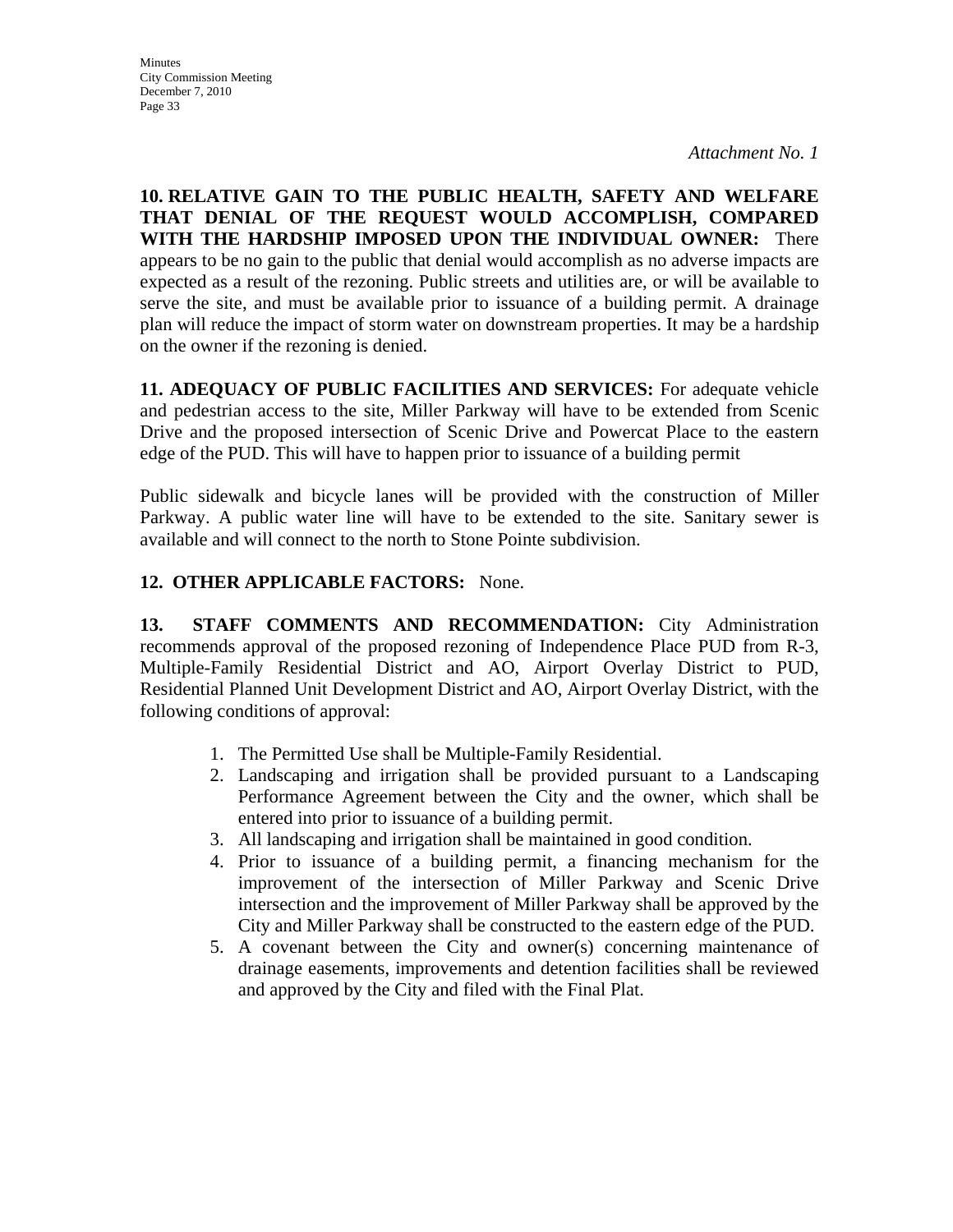*Attachment No. 1*

**10. RELATIVE GAIN TO THE PUBLIC HEALTH, SAFETY AND WELFARE THAT DENIAL OF THE REQUEST WOULD ACCOMPLISH, COMPARED WITH THE HARDSHIP IMPOSED UPON THE INDIVIDUAL OWNER:** There appears to be no gain to the public that denial would accomplish as no adverse impacts are expected as a result of the rezoning. Public streets and utilities are, or will be available to serve the site, and must be available prior to issuance of a building permit. A drainage plan will reduce the impact of storm water on downstream properties. It may be a hardship on the owner if the rezoning is denied.

**11. ADEQUACY OF PUBLIC FACILITIES AND SERVICES:** For adequate vehicle and pedestrian access to the site, Miller Parkway will have to be extended from Scenic Drive and the proposed intersection of Scenic Drive and Powercat Place to the eastern edge of the PUD. This will have to happen prior to issuance of a building permit

Public sidewalk and bicycle lanes will be provided with the construction of Miller Parkway. A public water line will have to be extended to the site. Sanitary sewer is available and will connect to the north to Stone Pointe subdivision.

**12. OTHER APPLICABLE FACTORS:** None.

**13. STAFF COMMENTS AND RECOMMENDATION:** City Administration recommends approval of the proposed rezoning of Independence Place PUD from R-3, Multiple-Family Residential District and AO, Airport Overlay District to PUD, Residential Planned Unit Development District and AO, Airport Overlay District, with the following conditions of approval:

1. The Permitted Use shall be Multiple-Family Residential.
2. Landscaping and irrigation shall be provided pursuant to a Landscaping Performance Agreement between the City and the owner, which shall be entered into prior to issuance of a building permit.
3. All landscaping and irrigation shall be maintained in good condition.
4. Prior to issuance of a building permit, a financing mechanism for the improvement of the intersection of Miller Parkway and Scenic Drive intersection and the improvement of Miller Parkway shall be approved by the City and Miller Parkway shall be constructed to the eastern edge of the PUD.
5. A covenant between the City and owner(s) concerning maintenance of drainage easements, improvements and detention facilities shall be reviewed and approved by the City and filed with the Final Plat.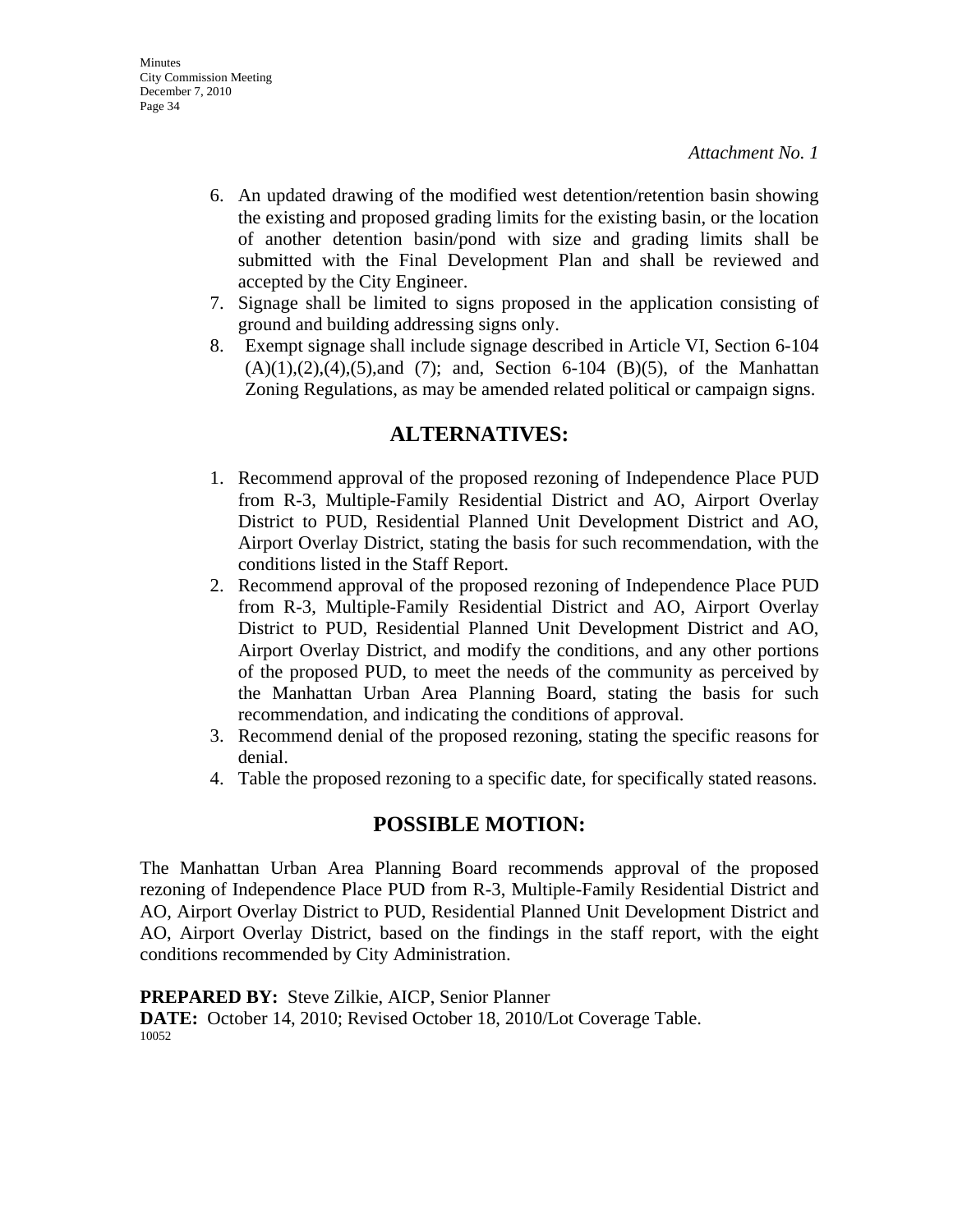*Attachment No. 1*

6. An updated drawing of the modified west detention/retention basin showing the existing and proposed grading limits for the existing basin, or the location of another detention basin/pond with size and grading limits shall be submitted with the Final Development Plan and shall be reviewed and accepted by the City Engineer.
7. Signage shall be limited to signs proposed in the application consisting of ground and building addressing signs only.
8. Exempt signage shall include signage described in Article VI, Section 6-104 (A)(1),(2),(4),(5),and (7); and, Section 6-104 (B)(5), of the Manhattan Zoning Regulations, as may be amended related political or campaign signs.

## ALTERNATIVES:

1. Recommend approval of the proposed rezoning of Independence Place PUD from R-3, Multiple-Family Residential District and AO, Airport Overlay District to PUD, Residential Planned Unit Development District and AO, Airport Overlay District, stating the basis for such recommendation, with the conditions listed in the Staff Report.
2. Recommend approval of the proposed rezoning of Independence Place PUD from R-3, Multiple-Family Residential District and AO, Airport Overlay District to PUD, Residential Planned Unit Development District and AO, Airport Overlay District, and modify the conditions, and any other portions of the proposed PUD, to meet the needs of the community as perceived by the Manhattan Urban Area Planning Board, stating the basis for such recommendation, and indicating the conditions of approval.
3. Recommend denial of the proposed rezoning, stating the specific reasons for denial.
4. Table the proposed rezoning to a specific date, for specifically stated reasons.

## POSSIBLE MOTION:

The Manhattan Urban Area Planning Board recommends approval of the proposed rezoning of Independence Place PUD from R-3, Multiple-Family Residential District and AO, Airport Overlay District to PUD, Residential Planned Unit Development District and AO, Airport Overlay District, based on the findings in the staff report, with the eight conditions recommended by City Administration.

**PREPARED BY:** Steve Zilkie, AICP, Senior Planner
**DATE:** October 14, 2010; Revised October 18, 2010/Lot Coverage Table.
10052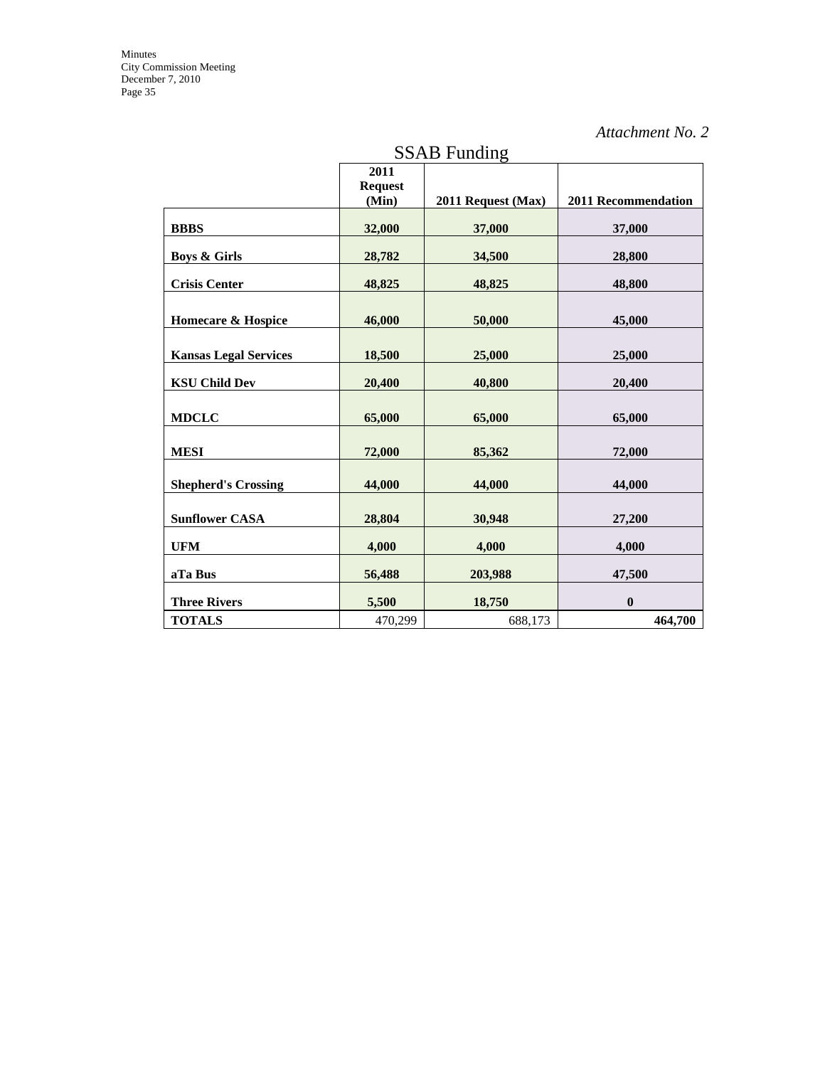*Attachment No. 2*

## SSAB Funding

| | 2011 Request (Min) | 2011 Request (Max) | 2011 Recommendation |
|---|---|---|---|
| **BBBS** | **32,000** | **37,000** | **37,000** |
| **Boys & Girls** | **28,782** | **34,500** | **28,800** |
| **Crisis Center** | **48,825** | **48,825** | **48,800** |
| **Homecare & Hospice** | **46,000** | **50,000** | **45,000** |
| **Kansas Legal Services** | **18,500** | **25,000** | **25,000** |
| **KSU Child Dev** | **20,400** | **40,800** | **20,400** |
| **MDCLC** | **65,000** | **65,000** | **65,000** |
| **MESI** | **72,000** | **85,362** | **72,000** |
| **Shepherd's Crossing** | **44,000** | **44,000** | **44,000** |
| **Sunflower CASA** | **28,804** | **30,948** | **27,200** |
| **UFM** | **4,000** | **4,000** | **4,000** |
| **aTa Bus** | **56,488** | **203,988** | **47,500** |
| **Three Rivers** | **5,500** | **18,750** | **0** |
| **TOTALS** | 470,299 | 688,173 | **464,700** |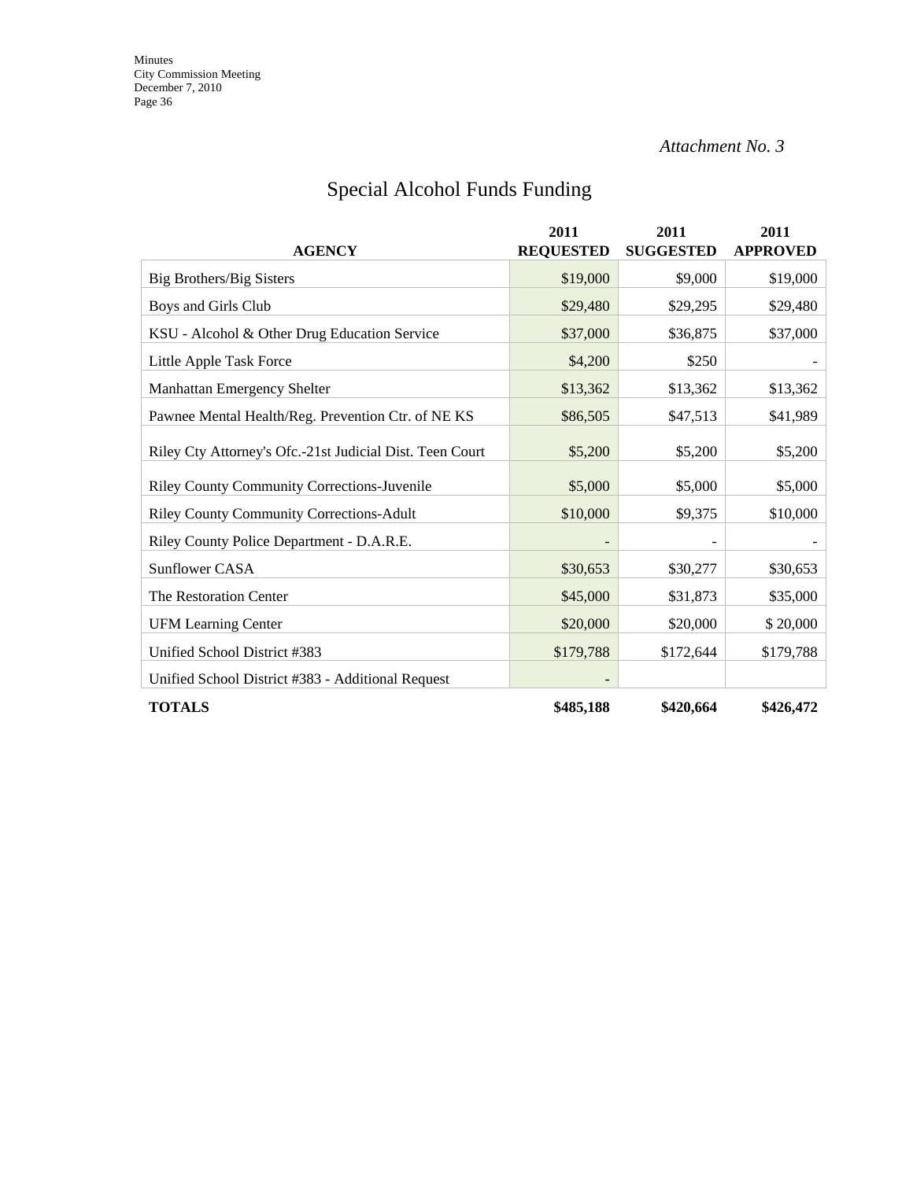*Attachment No. 3*

# Special Alcohol Funds Funding

| AGENCY | 2011 REQUESTED | 2011 SUGGESTED | 2011 APPROVED |
|---|---|---|---|
| Big Brothers/Big Sisters | $19,000 | $9,000 | $19,000 |
| Boys and Girls Club | $29,480 | $29,295 | $29,480 |
| KSU - Alcohol & Other Drug Education Service | $37,000 | $36,875 | $37,000 |
| Little Apple Task Force | $4,200 | $250 | - |
| Manhattan Emergency Shelter | $13,362 | $13,362 | $13,362 |
| Pawnee Mental Health/Reg. Prevention Ctr. of NE KS | $86,505 | $47,513 | $41,989 |
| Riley Cty Attorney's Ofc.-21st Judicial Dist. Teen Court | $5,200 | $5,200 | $5,200 |
| Riley County Community Corrections-Juvenile | $5,000 | $5,000 | $5,000 |
| Riley County Community Corrections-Adult | $10,000 | $9,375 | $10,000 |
| Riley County Police Department - D.A.R.E. | - | - | - |
| Sunflower CASA | $30,653 | $30,277 | $30,653 |
| The Restoration Center | $45,000 | $31,873 | $35,000 |
| UFM Learning Center | $20,000 | $20,000 | $ 20,000 |
| Unified School District #383 | $179,788 | $172,644 | $179,788 |
| Unified School District #383 - Additional Request | - | | |
| **TOTALS** | **$485,188** | **$420,664** | **$426,472** |